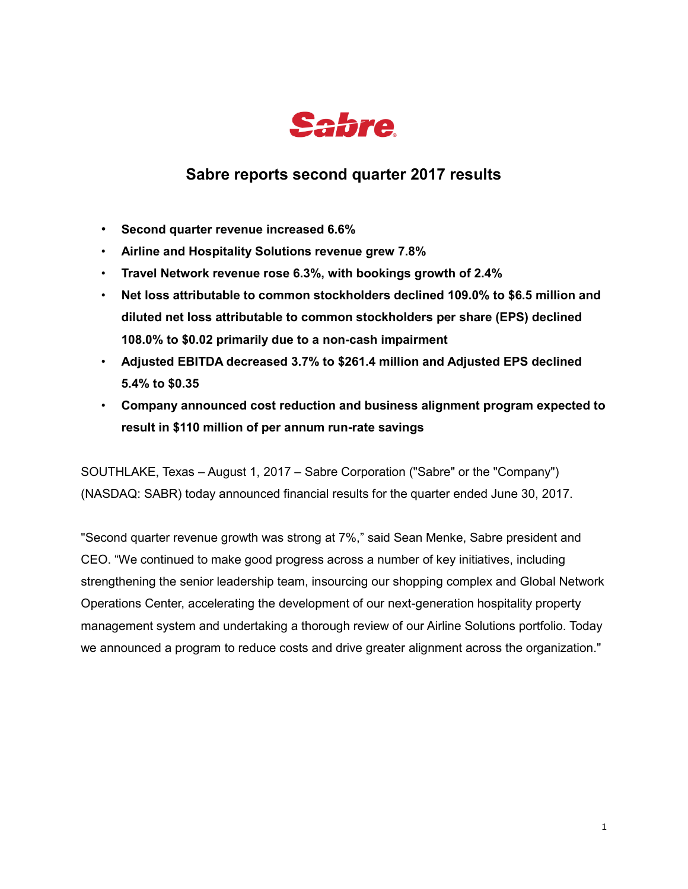Sabre

# Sabre reports second quarter 2017 results

- **Second quarter revenue increased 6.6%**
- **Airline and Hospitality Solutions revenue grew 7.8%**
- **Travel Network revenue rose 6.3%, with bookings growth of 2.4%**
- **Net loss attributable to common stockholders declined 109.0% to $6.5 million and diluted net loss attributable to common stockholders per share (EPS) declined 108.0% to $0.02 primarily due to a non-cash impairment**
- **Adjusted EBITDA decreased 3.7% to $261.4 million and Adjusted EPS declined 5.4% to $0.35**
- **Company announced cost reduction and business alignment program expected to result in $110 million of per annum run-rate savings**

SOUTHLAKE, Texas – August 1, 2017 – Sabre Corporation ("Sabre" or the "Company") (NASDAQ: SABR) today announced financial results for the quarter ended June 30, 2017.

"Second quarter revenue growth was strong at 7%," said Sean Menke, Sabre president and CEO. "We continued to make good progress across a number of key initiatives, including strengthening the senior leadership team, insourcing our shopping complex and Global Network Operations Center, accelerating the development of our next-generation hospitality property management system and undertaking a thorough review of our Airline Solutions portfolio. Today we announced a program to reduce costs and drive greater alignment across the organization."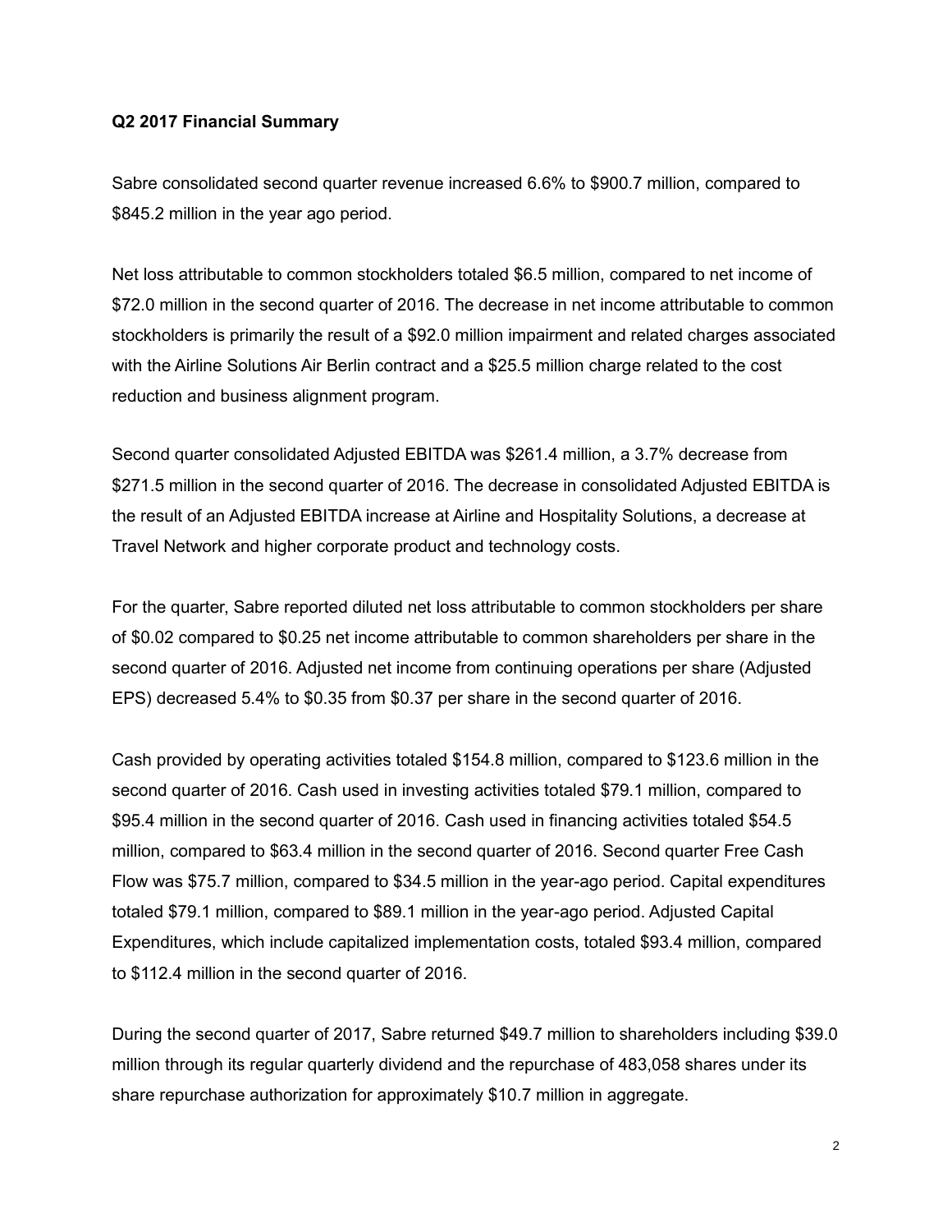**Q2 2017 Financial Summary**

Sabre consolidated second quarter revenue increased 6.6% to $900.7 million, compared to $845.2 million in the year ago period.

Net loss attributable to common stockholders totaled $6.5 million, compared to net income of $72.0 million in the second quarter of 2016. The decrease in net income attributable to common stockholders is primarily the result of a $92.0 million impairment and related charges associated with the Airline Solutions Air Berlin contract and a $25.5 million charge related to the cost reduction and business alignment program.

Second quarter consolidated Adjusted EBITDA was $261.4 million, a 3.7% decrease from $271.5 million in the second quarter of 2016. The decrease in consolidated Adjusted EBITDA is the result of an Adjusted EBITDA increase at Airline and Hospitality Solutions, a decrease at Travel Network and higher corporate product and technology costs.

For the quarter, Sabre reported diluted net loss attributable to common stockholders per share of $0.02 compared to $0.25 net income attributable to common shareholders per share in the second quarter of 2016. Adjusted net income from continuing operations per share (Adjusted EPS) decreased 5.4% to $0.35 from $0.37 per share in the second quarter of 2016.

Cash provided by operating activities totaled $154.8 million, compared to $123.6 million in the second quarter of 2016. Cash used in investing activities totaled $79.1 million, compared to $95.4 million in the second quarter of 2016. Cash used in financing activities totaled $54.5 million, compared to $63.4 million in the second quarter of 2016. Second quarter Free Cash Flow was $75.7 million, compared to $34.5 million in the year-ago period. Capital expenditures totaled $79.1 million, compared to $89.1 million in the year-ago period. Adjusted Capital Expenditures, which include capitalized implementation costs, totaled $93.4 million, compared to $112.4 million in the second quarter of 2016.

During the second quarter of 2017, Sabre returned $49.7 million to shareholders including $39.0 million through its regular quarterly dividend and the repurchase of 483,058 shares under its share repurchase authorization for approximately $10.7 million in aggregate.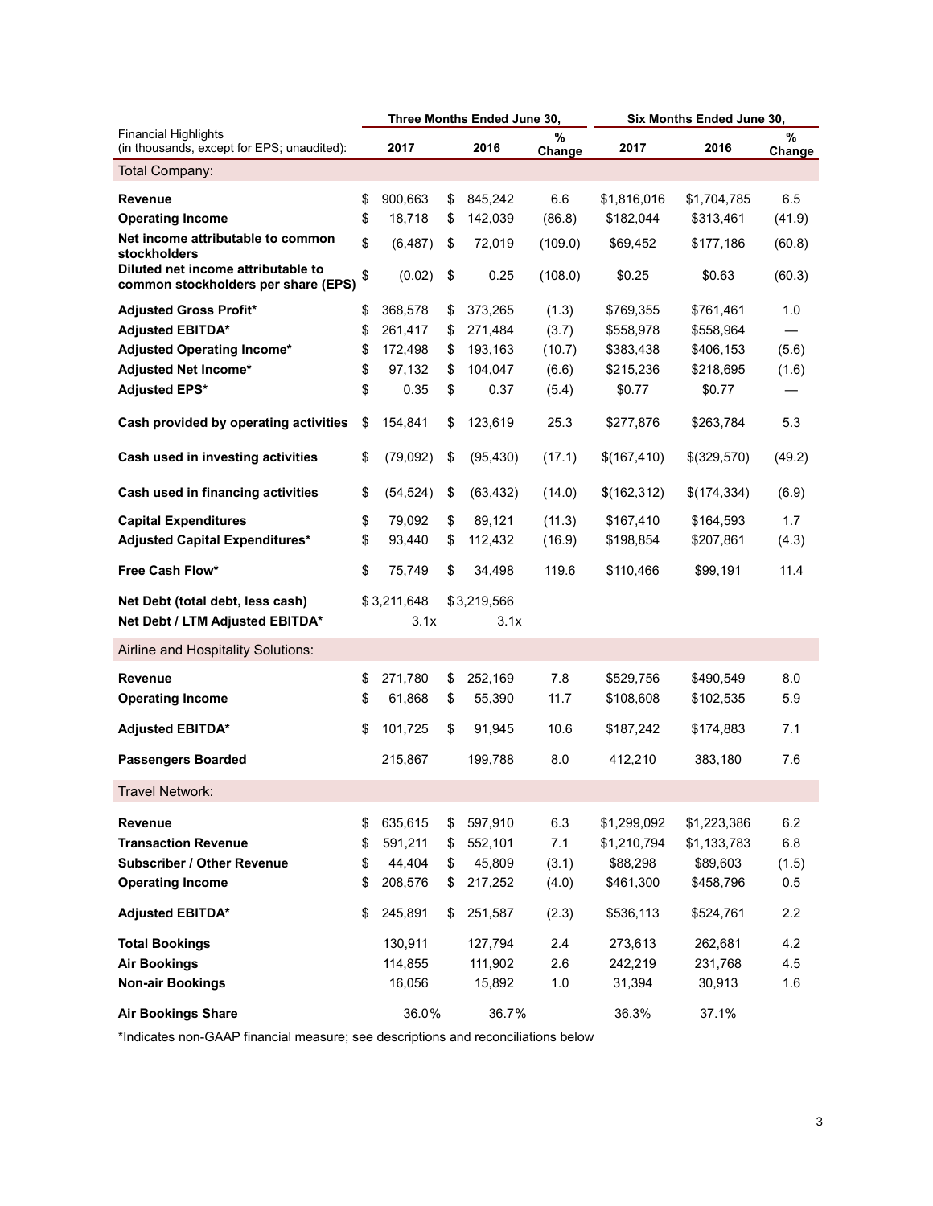| Financial Highlights (in thousands, except for EPS; unaudited): | Three Months Ended June 30, | | | Six Months Ended June 30, | | |
|---|---|---|---|---|---|---|
| | 2017 | 2016 | % Change | 2017 | 2016 | % Change |
| **Total Company:** | | | | | | |
| **Revenue** | $ 900,663 | $ 845,242 | 6.6 | $1,816,016 | $1,704,785 | 6.5 |
| **Operating Income** | $ 18,718 | $ 142,039 | (86.8) | $182,044 | $313,461 | (41.9) |
| **Net income attributable to common stockholders** | $ (6,487) | $ 72,019 | (109.0) | $69,452 | $177,186 | (60.8) |
| **Diluted net income attributable to common stockholders per share (EPS)** | $ (0.02) | $ 0.25 | (108.0) | $0.25 | $0.63 | (60.3) |
| **Adjusted Gross Profit*** | $ 368,578 | $ 373,265 | (1.3) | $769,355 | $761,461 | 1.0 |
| **Adjusted EBITDA*** | $ 261,417 | $ 271,484 | (3.7) | $558,978 | $558,964 | — |
| **Adjusted Operating Income*** | $ 172,498 | $ 193,163 | (10.7) | $383,438 | $406,153 | (5.6) |
| **Adjusted Net Income*** | $ 97,132 | $ 104,047 | (6.6) | $215,236 | $218,695 | (1.6) |
| **Adjusted EPS*** | $ 0.35 | $ 0.37 | (5.4) | $0.77 | $0.77 | — |
| **Cash provided by operating activities** | $ 154,841 | $ 123,619 | 25.3 | $277,876 | $263,784 | 5.3 |
| **Cash used in investing activities** | $ (79,092) | $ (95,430) | (17.1) | $(167,410) | $(329,570) | (49.2) |
| **Cash used in financing activities** | $ (54,524) | $ (63,432) | (14.0) | $(162,312) | $(174,334) | (6.9) |
| **Capital Expenditures** | $ 79,092 | $ 89,121 | (11.3) | $167,410 | $164,593 | 1.7 |
| **Adjusted Capital Expenditures*** | $ 93,440 | $ 112,432 | (16.9) | $198,854 | $207,861 | (4.3) |
| **Free Cash Flow*** | $ 75,749 | $ 34,498 | 119.6 | $110,466 | $99,191 | 11.4 |
| **Net Debt (total debt, less cash)** | $ 3,211,648 | $ 3,219,566 | | | | |
| **Net Debt / LTM Adjusted EBITDA*** | 3.1x | 3.1x | | | | |
| **Airline and Hospitality Solutions:** | | | | | | |
| **Revenue** | $ 271,780 | $ 252,169 | 7.8 | $529,756 | $490,549 | 8.0 |
| **Operating Income** | $ 61,868 | $ 55,390 | 11.7 | $108,608 | $102,535 | 5.9 |
| **Adjusted EBITDA*** | $ 101,725 | $ 91,945 | 10.6 | $187,242 | $174,883 | 7.1 |
| **Passengers Boarded** | 215,867 | 199,788 | 8.0 | 412,210 | 383,180 | 7.6 |
| **Travel Network:** | | | | | | |
| **Revenue** | $ 635,615 | $ 597,910 | 6.3 | $1,299,092 | $1,223,386 | 6.2 |
| **Transaction Revenue** | $ 591,211 | $ 552,101 | 7.1 | $1,210,794 | $1,133,783 | 6.8 |
| **Subscriber / Other Revenue** | $ 44,404 | $ 45,809 | (3.1) | $88,298 | $89,603 | (1.5) |
| **Operating Income** | $ 208,576 | $ 217,252 | (4.0) | $461,300 | $458,796 | 0.5 |
| **Adjusted EBITDA*** | $ 245,891 | $ 251,587 | (2.3) | $536,113 | $524,761 | 2.2 |
| **Total Bookings** | 130,911 | 127,794 | 2.4 | 273,613 | 262,681 | 4.2 |
| **Air Bookings** | 114,855 | 111,902 | 2.6 | 242,219 | 231,768 | 4.5 |
| **Non-air Bookings** | 16,056 | 15,892 | 1.0 | 31,394 | 30,913 | 1.6 |
| **Air Bookings Share** | 36.0% | 36.7% | | 36.3% | 37.1% | |

*Indicates non-GAAP financial measure; see descriptions and reconciliations below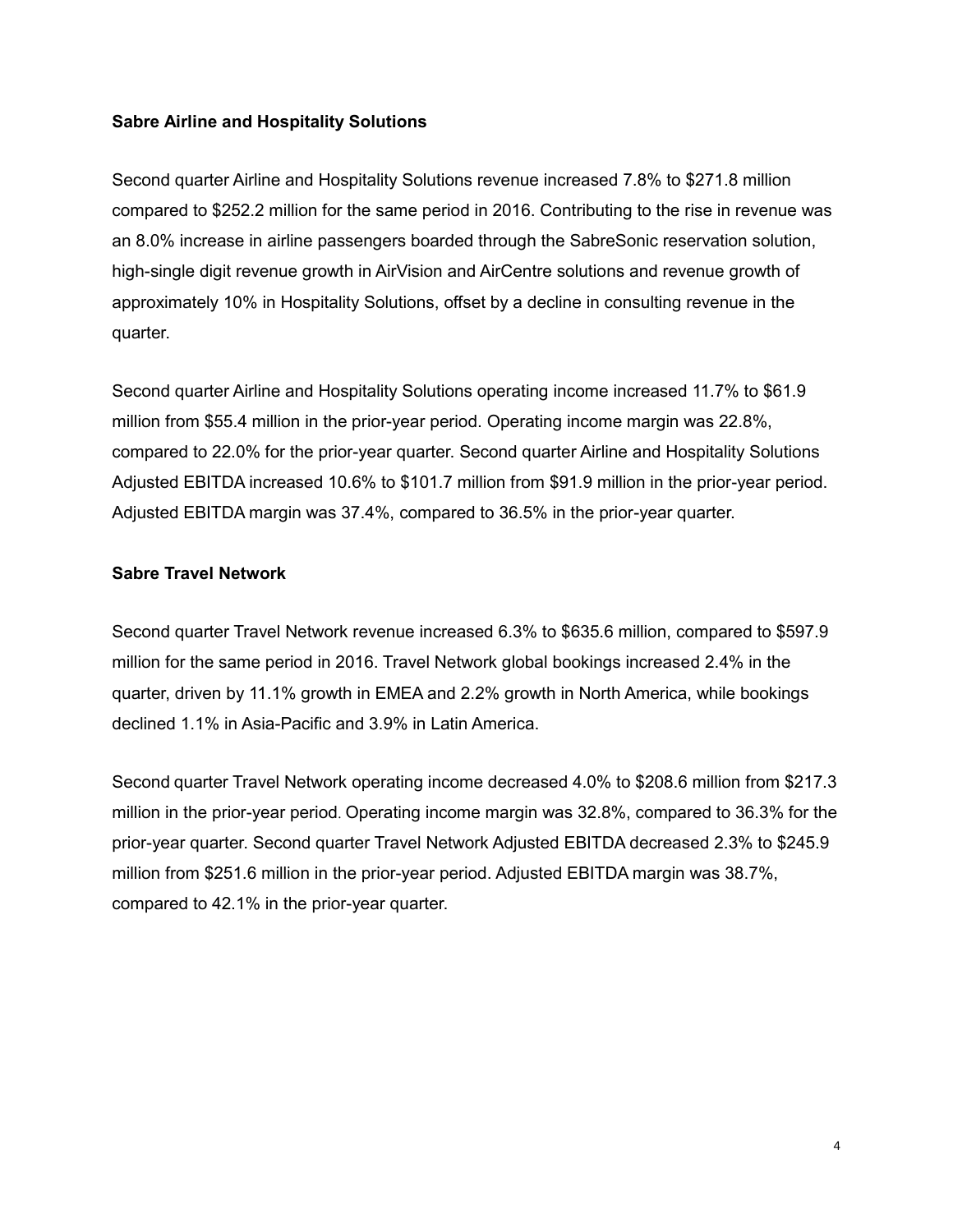**Sabre Airline and Hospitality Solutions**

Second quarter Airline and Hospitality Solutions revenue increased 7.8% to $271.8 million compared to $252.2 million for the same period in 2016. Contributing to the rise in revenue was an 8.0% increase in airline passengers boarded through the SabreSonic reservation solution, high-single digit revenue growth in AirVision and AirCentre solutions and revenue growth of approximately 10% in Hospitality Solutions, offset by a decline in consulting revenue in the quarter.

Second quarter Airline and Hospitality Solutions operating income increased 11.7% to $61.9 million from $55.4 million in the prior-year period. Operating income margin was 22.8%, compared to 22.0% for the prior-year quarter. Second quarter Airline and Hospitality Solutions Adjusted EBITDA increased 10.6% to $101.7 million from $91.9 million in the prior-year period. Adjusted EBITDA margin was 37.4%, compared to 36.5% in the prior-year quarter.

**Sabre Travel Network**

Second quarter Travel Network revenue increased 6.3% to $635.6 million, compared to $597.9 million for the same period in 2016. Travel Network global bookings increased 2.4% in the quarter, driven by 11.1% growth in EMEA and 2.2% growth in North America, while bookings declined 1.1% in Asia-Pacific and 3.9% in Latin America.

Second quarter Travel Network operating income decreased 4.0% to $208.6 million from $217.3 million in the prior-year period. Operating income margin was 32.8%, compared to 36.3% for the prior-year quarter. Second quarter Travel Network Adjusted EBITDA decreased 2.3% to $245.9 million from $251.6 million in the prior-year period. Adjusted EBITDA margin was 38.7%, compared to 42.1% in the prior-year quarter.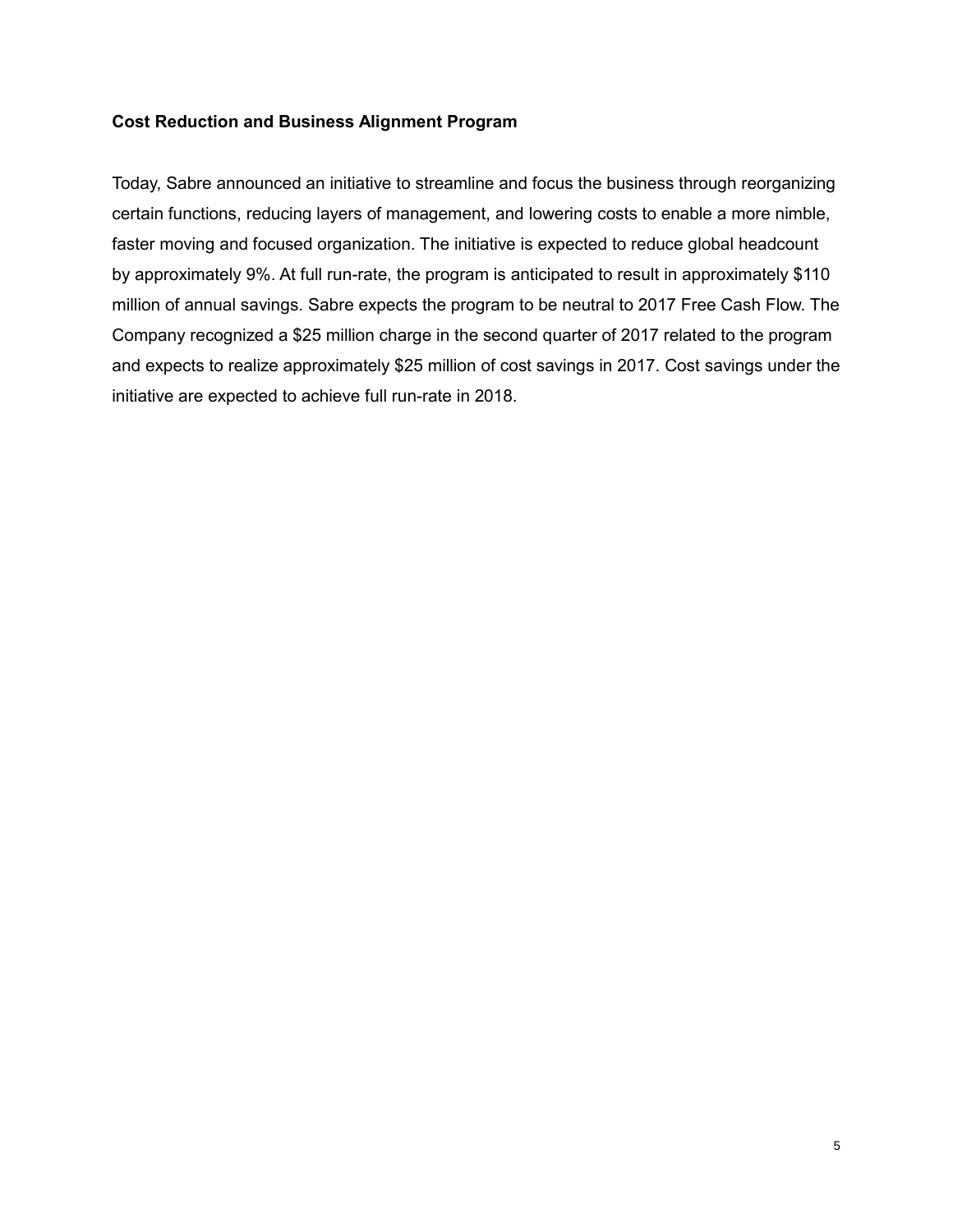**Cost Reduction and Business Alignment Program**

Today, Sabre announced an initiative to streamline and focus the business through reorganizing certain functions, reducing layers of management, and lowering costs to enable a more nimble, faster moving and focused organization. The initiative is expected to reduce global headcount by approximately 9%. At full run-rate, the program is anticipated to result in approximately $110 million of annual savings. Sabre expects the program to be neutral to 2017 Free Cash Flow. The Company recognized a $25 million charge in the second quarter of 2017 related to the program and expects to realize approximately $25 million of cost savings in 2017. Cost savings under the initiative are expected to achieve full run-rate in 2018.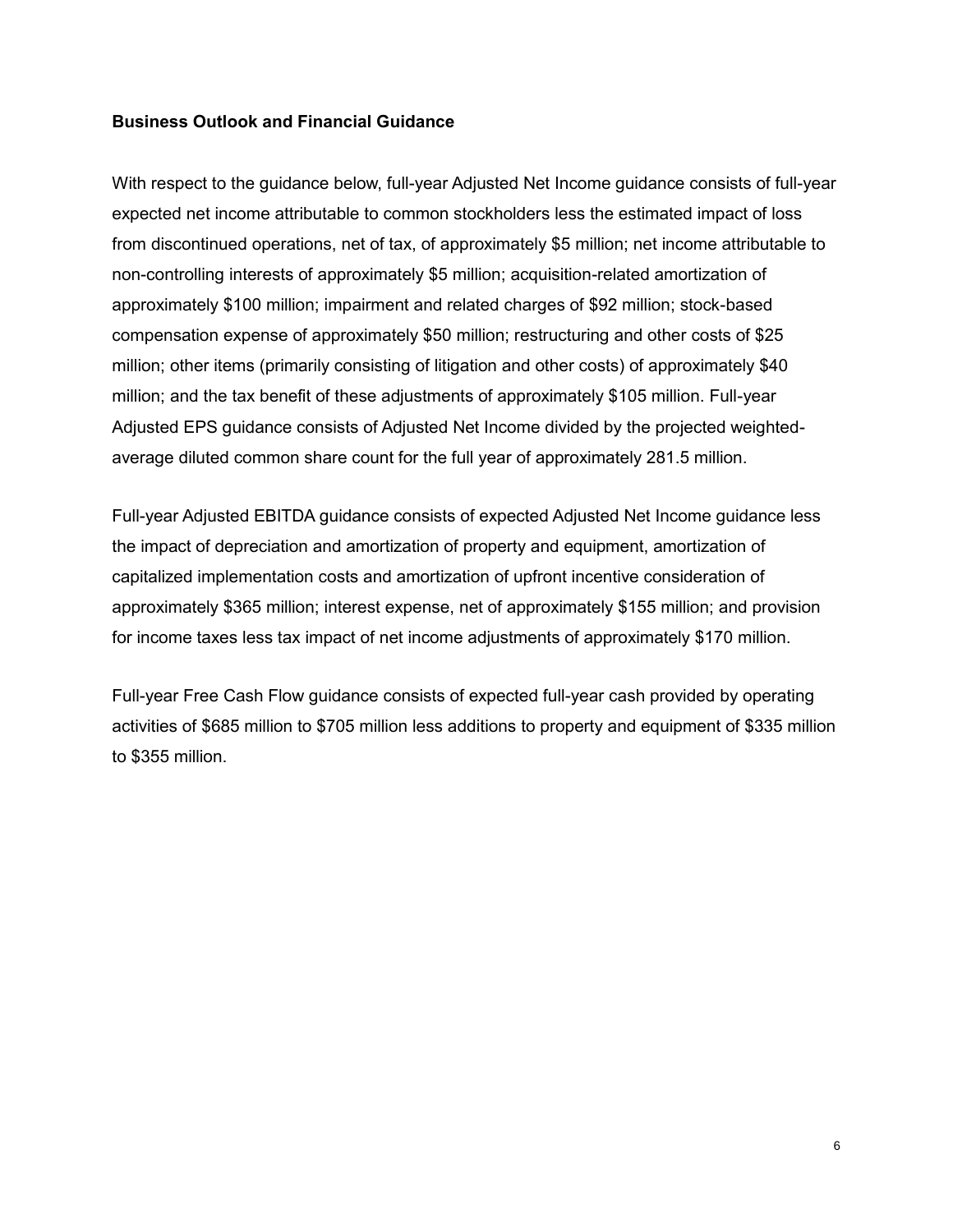**Business Outlook and Financial Guidance**

With respect to the guidance below, full-year Adjusted Net Income guidance consists of full-year expected net income attributable to common stockholders less the estimated impact of loss from discontinued operations, net of tax, of approximately $5 million; net income attributable to non-controlling interests of approximately $5 million; acquisition-related amortization of approximately $100 million; impairment and related charges of $92 million; stock-based compensation expense of approximately $50 million; restructuring and other costs of $25 million; other items (primarily consisting of litigation and other costs) of approximately $40 million; and the tax benefit of these adjustments of approximately $105 million. Full-year Adjusted EPS guidance consists of Adjusted Net Income divided by the projected weighted-average diluted common share count for the full year of approximately 281.5 million.

Full-year Adjusted EBITDA guidance consists of expected Adjusted Net Income guidance less the impact of depreciation and amortization of property and equipment, amortization of capitalized implementation costs and amortization of upfront incentive consideration of approximately $365 million; interest expense, net of approximately $155 million; and provision for income taxes less tax impact of net income adjustments of approximately $170 million.

Full-year Free Cash Flow guidance consists of expected full-year cash provided by operating activities of $685 million to $705 million less additions to property and equipment of $335 million to $355 million.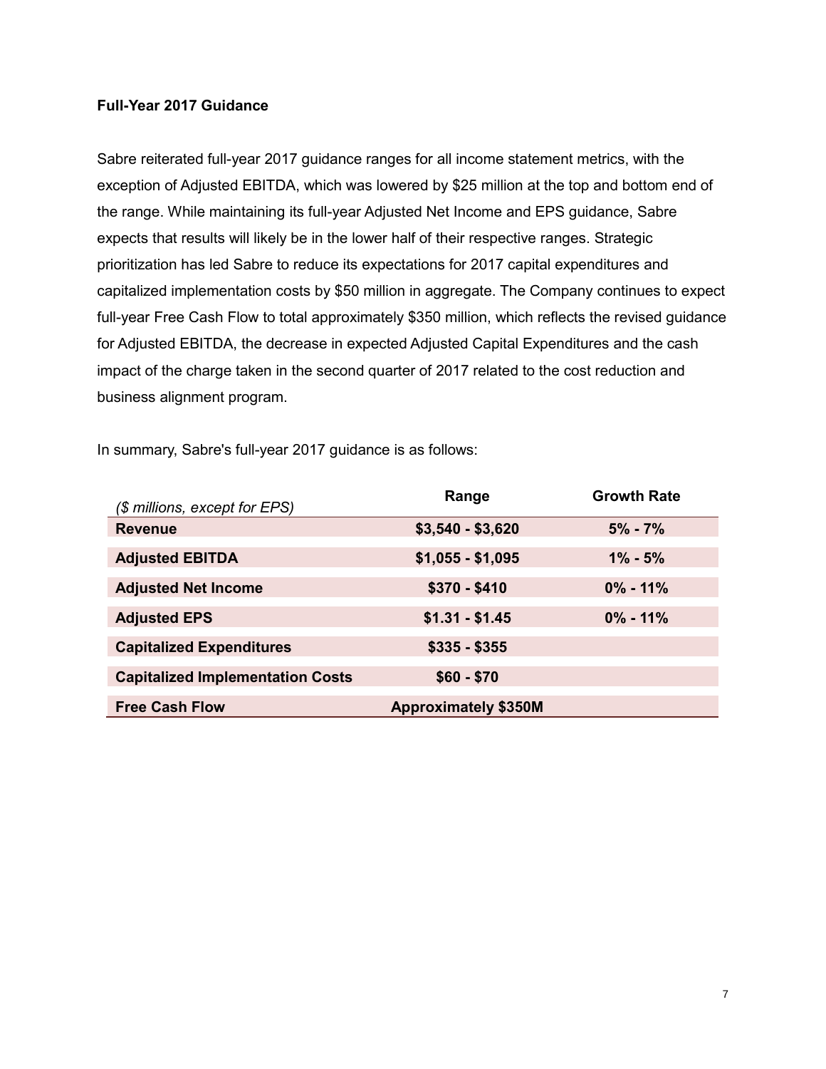**Full-Year 2017 Guidance**

Sabre reiterated full-year 2017 guidance ranges for all income statement metrics, with the exception of Adjusted EBITDA, which was lowered by $25 million at the top and bottom end of the range. While maintaining its full-year Adjusted Net Income and EPS guidance, Sabre expects that results will likely be in the lower half of their respective ranges. Strategic prioritization has led Sabre to reduce its expectations for 2017 capital expenditures and capitalized implementation costs by $50 million in aggregate. The Company continues to expect full-year Free Cash Flow to total approximately $350 million, which reflects the revised guidance for Adjusted EBITDA, the decrease in expected Adjusted Capital Expenditures and the cash impact of the charge taken in the second quarter of 2017 related to the cost reduction and business alignment program.

In summary, Sabre's full-year 2017 guidance is as follows:

| *($ millions, except for EPS)* | Range | Growth Rate |
|---|---|---|
| **Revenue** | **$3,540 - $3,620** | **5% - 7%** |
| **Adjusted EBITDA** | **$1,055 - $1,095** | **1% - 5%** |
| **Adjusted Net Income** | **$370 - $410** | **0% - 11%** |
| **Adjusted EPS** | **$1.31 - $1.45** | **0% - 11%** |
| **Capitalized Expenditures** | **$335 - $355** | |
| **Capitalized Implementation Costs** | **$60 - $70** | |
| **Free Cash Flow** | **Approximately $350M** | |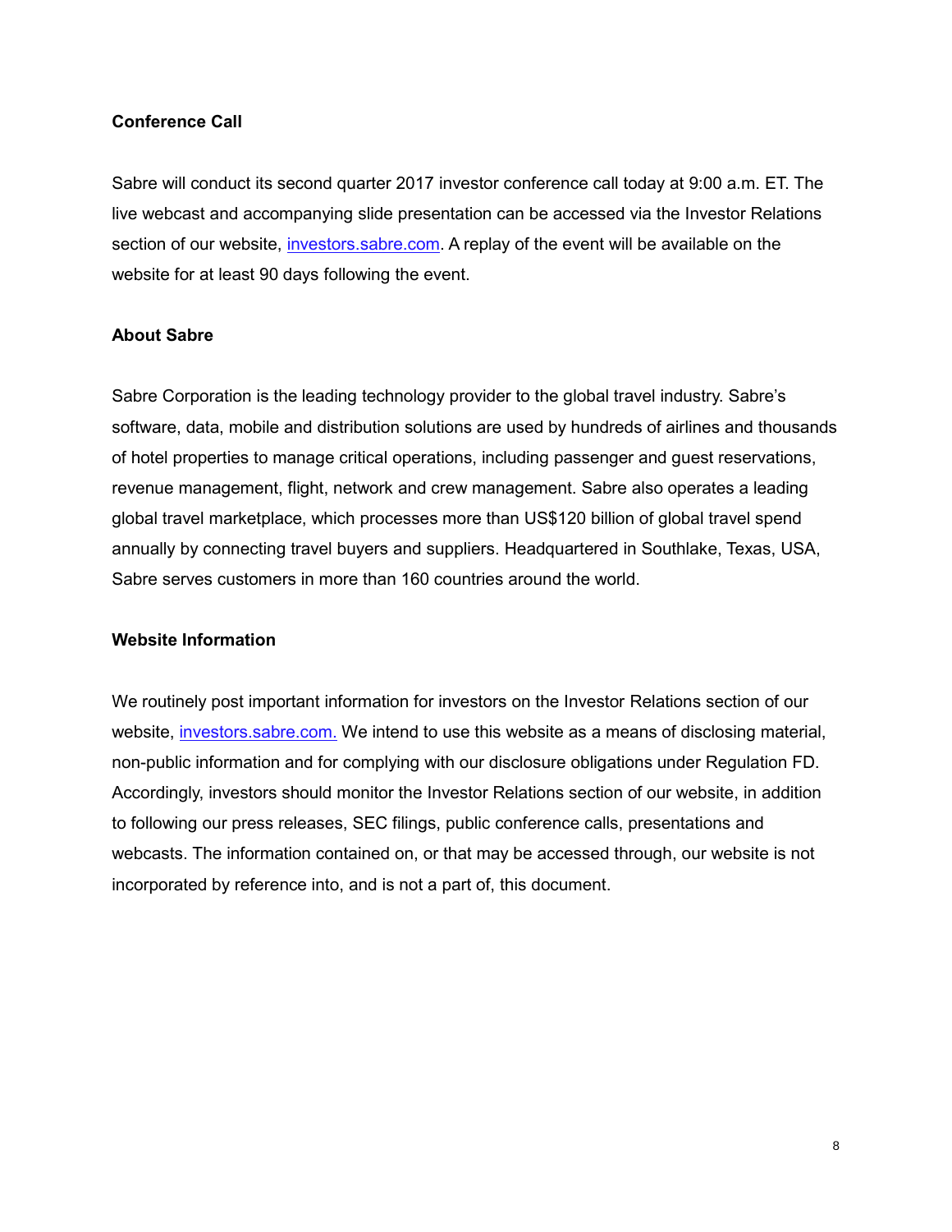**Conference Call**

Sabre will conduct its second quarter 2017 investor conference call today at 9:00 a.m. ET. The live webcast and accompanying slide presentation can be accessed via the Investor Relations section of our website, [investors.sabre.com](investors.sabre.com). A replay of the event will be available on the website for at least 90 days following the event.

**About Sabre**

Sabre Corporation is the leading technology provider to the global travel industry. Sabre's software, data, mobile and distribution solutions are used by hundreds of airlines and thousands of hotel properties to manage critical operations, including passenger and guest reservations, revenue management, flight, network and crew management. Sabre also operates a leading global travel marketplace, which processes more than US$120 billion of global travel spend annually by connecting travel buyers and suppliers. Headquartered in Southlake, Texas, USA, Sabre serves customers in more than 160 countries around the world.

**Website Information**

We routinely post important information for investors on the Investor Relations section of our website, [investors.sabre.com.](investors.sabre.com) We intend to use this website as a means of disclosing material, non-public information and for complying with our disclosure obligations under Regulation FD. Accordingly, investors should monitor the Investor Relations section of our website, in addition to following our press releases, SEC filings, public conference calls, presentations and webcasts. The information contained on, or that may be accessed through, our website is not incorporated by reference into, and is not a part of, this document.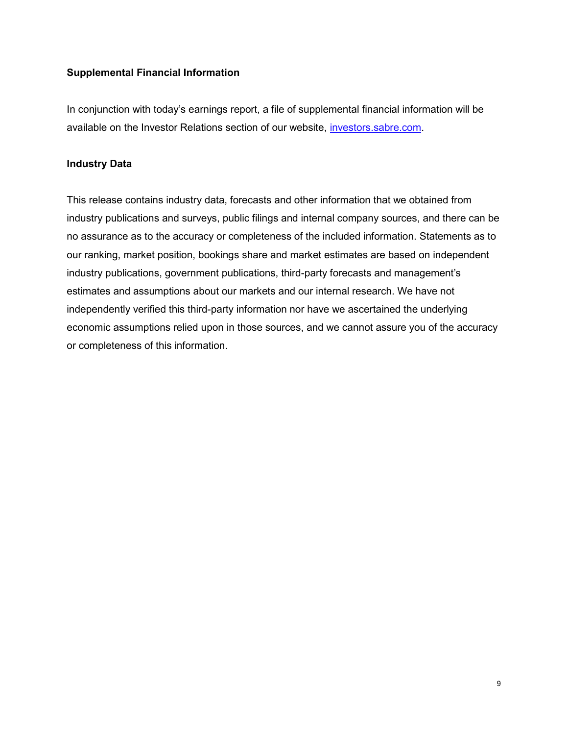**Supplemental Financial Information**

In conjunction with today's earnings report, a file of supplemental financial information will be available on the Investor Relations section of our website, [investors.sabre.com](investors.sabre.com).

**Industry Data**

This release contains industry data, forecasts and other information that we obtained from industry publications and surveys, public filings and internal company sources, and there can be no assurance as to the accuracy or completeness of the included information. Statements as to our ranking, market position, bookings share and market estimates are based on independent industry publications, government publications, third-party forecasts and management's estimates and assumptions about our markets and our internal research. We have not independently verified this third-party information nor have we ascertained the underlying economic assumptions relied upon in those sources, and we cannot assure you of the accuracy or completeness of this information.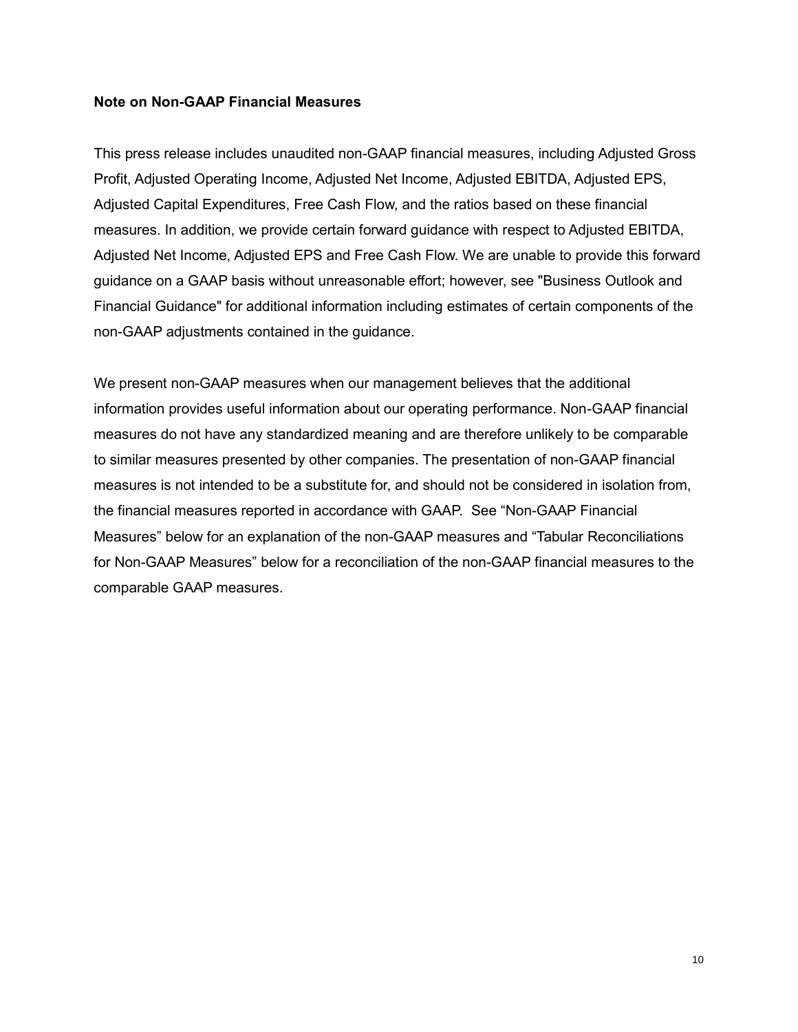**Note on Non-GAAP Financial Measures**

This press release includes unaudited non-GAAP financial measures, including Adjusted Gross Profit, Adjusted Operating Income, Adjusted Net Income, Adjusted EBITDA, Adjusted EPS, Adjusted Capital Expenditures, Free Cash Flow, and the ratios based on these financial measures. In addition, we provide certain forward guidance with respect to Adjusted EBITDA, Adjusted Net Income, Adjusted EPS and Free Cash Flow. We are unable to provide this forward guidance on a GAAP basis without unreasonable effort; however, see "Business Outlook and Financial Guidance" for additional information including estimates of certain components of the non-GAAP adjustments contained in the guidance.

We present non-GAAP measures when our management believes that the additional information provides useful information about our operating performance. Non-GAAP financial measures do not have any standardized meaning and are therefore unlikely to be comparable to similar measures presented by other companies. The presentation of non-GAAP financial measures is not intended to be a substitute for, and should not be considered in isolation from, the financial measures reported in accordance with GAAP.  See “Non-GAAP Financial Measures” below for an explanation of the non-GAAP measures and “Tabular Reconciliations for Non-GAAP Measures” below for a reconciliation of the non-GAAP financial measures to the comparable GAAP measures.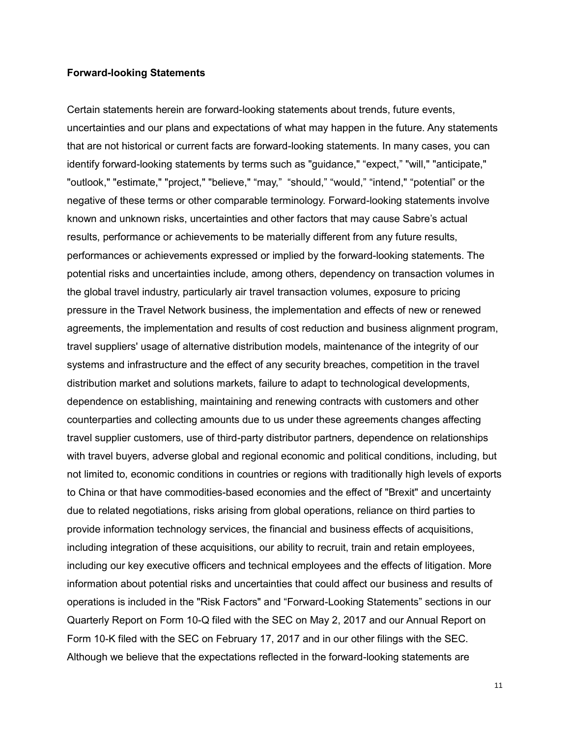**Forward-looking Statements**

Certain statements herein are forward-looking statements about trends, future events, uncertainties and our plans and expectations of what may happen in the future. Any statements that are not historical or current facts are forward-looking statements. In many cases, you can identify forward-looking statements by terms such as "guidance," “expect,” "will," "anticipate," "outlook," "estimate," "project," "believe," “may,” “should,” “would,” “intend," “potential” or the negative of these terms or other comparable terminology. Forward-looking statements involve known and unknown risks, uncertainties and other factors that may cause Sabre’s actual results, performance or achievements to be materially different from any future results, performances or achievements expressed or implied by the forward-looking statements. The potential risks and uncertainties include, among others, dependency on transaction volumes in the global travel industry, particularly air travel transaction volumes, exposure to pricing pressure in the Travel Network business, the implementation and effects of new or renewed agreements, the implementation and results of cost reduction and business alignment program, travel suppliers' usage of alternative distribution models, maintenance of the integrity of our systems and infrastructure and the effect of any security breaches, competition in the travel distribution market and solutions markets, failure to adapt to technological developments, dependence on establishing, maintaining and renewing contracts with customers and other counterparties and collecting amounts due to us under these agreements changes affecting travel supplier customers, use of third-party distributor partners, dependence on relationships with travel buyers, adverse global and regional economic and political conditions, including, but not limited to, economic conditions in countries or regions with traditionally high levels of exports to China or that have commodities-based economies and the effect of "Brexit" and uncertainty due to related negotiations, risks arising from global operations, reliance on third parties to provide information technology services, the financial and business effects of acquisitions, including integration of these acquisitions, our ability to recruit, train and retain employees, including our key executive officers and technical employees and the effects of litigation. More information about potential risks and uncertainties that could affect our business and results of operations is included in the "Risk Factors" and “Forward-Looking Statements” sections in our Quarterly Report on Form 10-Q filed with the SEC on May 2, 2017 and our Annual Report on Form 10-K filed with the SEC on February 17, 2017 and in our other filings with the SEC. Although we believe that the expectations reflected in the forward-looking statements are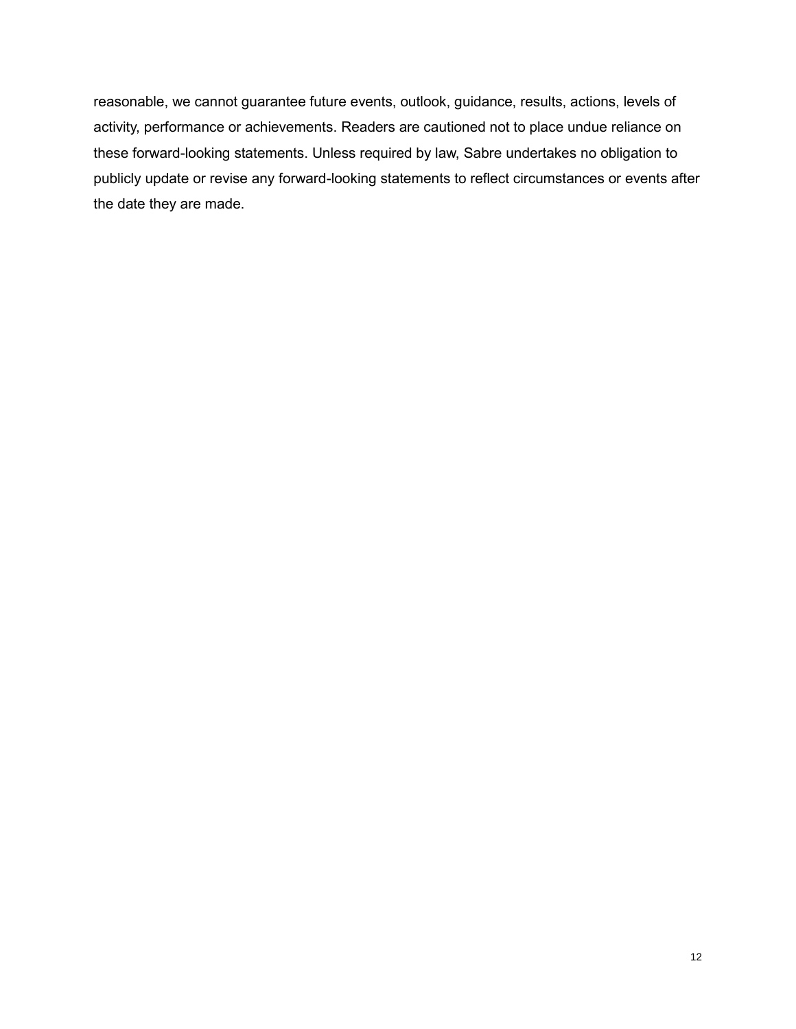reasonable, we cannot guarantee future events, outlook, guidance, results, actions, levels of activity, performance or achievements. Readers are cautioned not to place undue reliance on these forward-looking statements. Unless required by law, Sabre undertakes no obligation to publicly update or revise any forward-looking statements to reflect circumstances or events after the date they are made.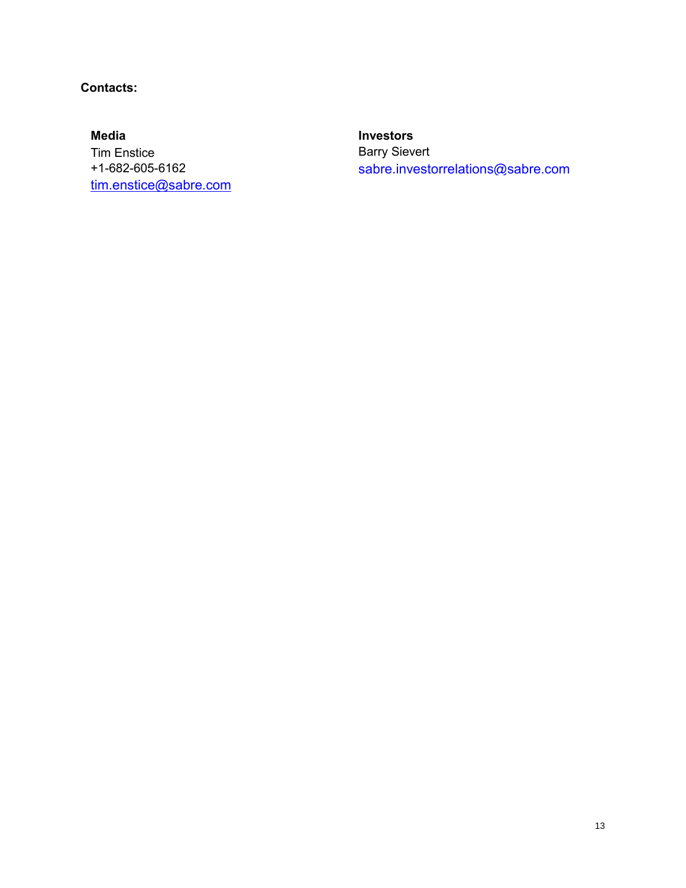**Contacts:**

**Media**
Tim Enstice
+1-682-605-6162
tim.enstice@sabre.com

**Investors**
Barry Sievert
sabre.investorrelations@sabre.com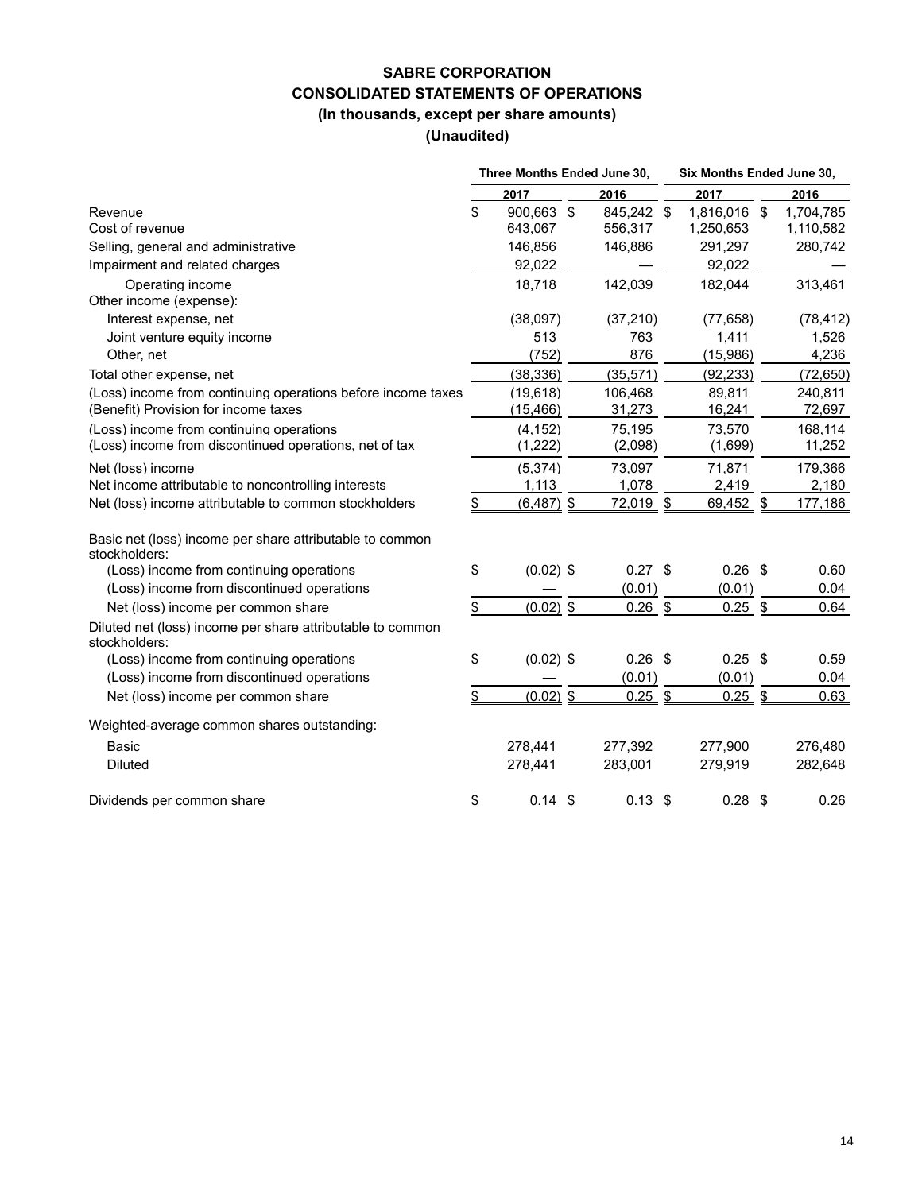# SABRE CORPORATION
## CONSOLIDATED STATEMENTS OF OPERATIONS
### (In thousands, except per share amounts)
### (Unaudited)

| | Three Months Ended June 30, | | Six Months Ended June 30, | |
|---|---|---|---|---|
| | 2017 | 2016 | 2017 | 2016 |
| Revenue | $ 900,663 | $ 845,242 | $ 1,816,016 | $ 1,704,785 |
| Cost of revenue | 643,067 | 556,317 | 1,250,653 | 1,110,582 |
| Selling, general and administrative | 146,856 | 146,886 | 291,297 | 280,742 |
| Impairment and related charges | 92,022 | — | 92,022 | — |
| Operating income | 18,718 | 142,039 | 182,044 | 313,461 |
| Other income (expense): | | | | |
| Interest expense, net | (38,097) | (37,210) | (77,658) | (78,412) |
| Joint venture equity income | 513 | 763 | 1,411 | 1,526 |
| Other, net | (752) | 876 | (15,986) | 4,236 |
| Total other expense, net | (38,336) | (35,571) | (92,233) | (72,650) |
| (Loss) income from continuing operations before income taxes | (19,618) | 106,468 | 89,811 | 240,811 |
| (Benefit) Provision for income taxes | (15,466) | 31,273 | 16,241 | 72,697 |
| (Loss) income from continuing operations | (4,152) | 75,195 | 73,570 | 168,114 |
| (Loss) income from discontinued operations, net of tax | (1,222) | (2,098) | (1,699) | 11,252 |
| Net (loss) income | (5,374) | 73,097 | 71,871 | 179,366 |
| Net income attributable to noncontrolling interests | 1,113 | 1,078 | 2,419 | 2,180 |
| Net (loss) income attributable to common stockholders | $ (6,487) | $ 72,019 | $ 69,452 | $ 177,186 |
| | | | | |
| Basic net (loss) income per share attributable to common stockholders: | | | | |
| (Loss) income from continuing operations | $ (0.02) | $ 0.27 | $ 0.26 | $ 0.60 |
| (Loss) income from discontinued operations | — | (0.01) | (0.01) | 0.04 |
| Net (loss) income per common share | $ (0.02) | $ 0.26 | $ 0.25 | $ 0.64 |
| Diluted net (loss) income per share attributable to common stockholders: | | | | |
| (Loss) income from continuing operations | $ (0.02) | $ 0.26 | $ 0.25 | $ 0.59 |
| (Loss) income from discontinued operations | — | (0.01) | (0.01) | 0.04 |
| Net (loss) income per common share | $ (0.02) | $ 0.25 | $ 0.25 | $ 0.63 |
| Weighted-average common shares outstanding: | | | | |
| Basic | 278,441 | 277,392 | 277,900 | 276,480 |
| Diluted | 278,441 | 283,001 | 279,919 | 282,648 |
| | | | | |
| Dividends per common share | $ 0.14 | $ 0.13 | $ 0.28 | $ 0.26 |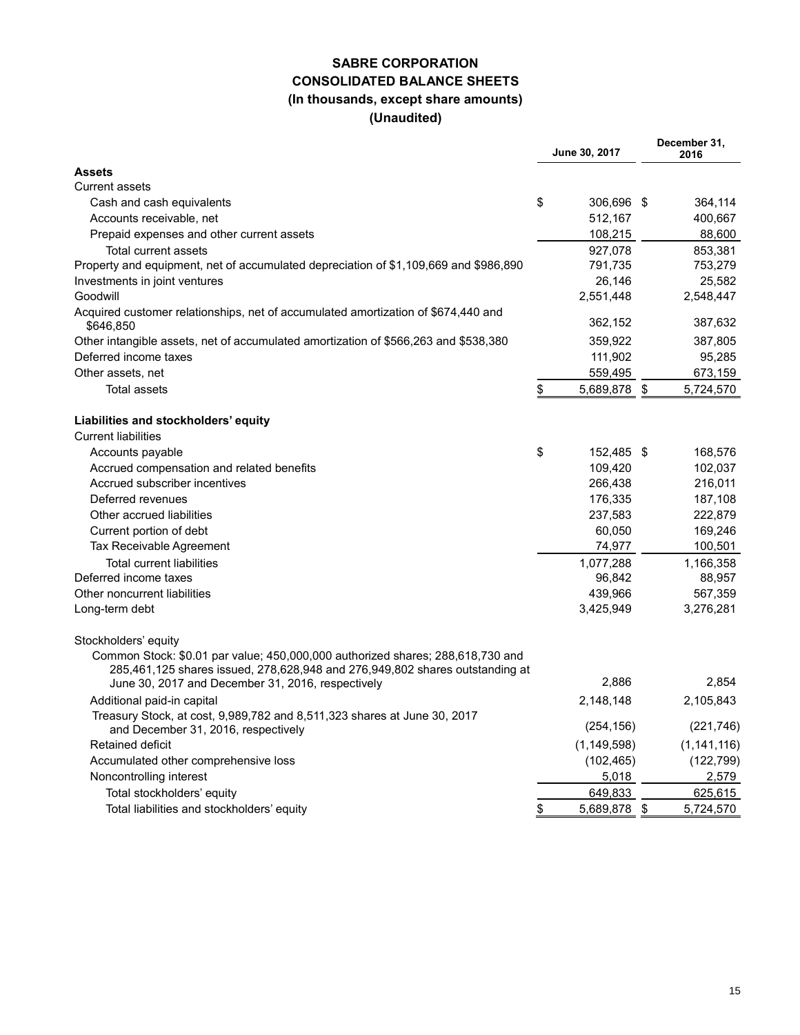# SABRE CORPORATION
## CONSOLIDATED BALANCE SHEETS
### (In thousands, except share amounts)
### (Unaudited)

| | June 30, 2017 | December 31, 2016 |
|---|---|---|
| **Assets** | | |
| Current assets | | |
| Cash and cash equivalents | $ 306,696 | $ 364,114 |
| Accounts receivable, net | 512,167 | 400,667 |
| Prepaid expenses and other current assets | 108,215 | 88,600 |
| Total current assets | 927,078 | 853,381 |
| Property and equipment, net of accumulated depreciation of $1,109,669 and $986,890 | 791,735 | 753,279 |
| Investments in joint ventures | 26,146 | 25,582 |
| Goodwill | 2,551,448 | 2,548,447 |
| Acquired customer relationships, net of accumulated amortization of $674,440 and $646,850 | 362,152 | 387,632 |
| Other intangible assets, net of accumulated amortization of $566,263 and $538,380 | 359,922 | 387,805 |
| Deferred income taxes | 111,902 | 95,285 |
| Other assets, net | 559,495 | 673,159 |
| Total assets | $ 5,689,878 | $ 5,724,570 |
| **Liabilities and stockholders' equity** | | |
| Current liabilities | | |
| Accounts payable | $ 152,485 | $ 168,576 |
| Accrued compensation and related benefits | 109,420 | 102,037 |
| Accrued subscriber incentives | 266,438 | 216,011 |
| Deferred revenues | 176,335 | 187,108 |
| Other accrued liabilities | 237,583 | 222,879 |
| Current portion of debt | 60,050 | 169,246 |
| Tax Receivable Agreement | 74,977 | 100,501 |
| Total current liabilities | 1,077,288 | 1,166,358 |
| Deferred income taxes | 96,842 | 88,957 |
| Other noncurrent liabilities | 439,966 | 567,359 |
| Long-term debt | 3,425,949 | 3,276,281 |
| Stockholders' equity | | |
| Common Stock: $0.01 par value; 450,000,000 authorized shares; 288,618,730 and 285,461,125 shares issued, 278,628,948 and 276,949,802 shares outstanding at June 30, 2017 and December 31, 2016, respectively | 2,886 | 2,854 |
| Additional paid-in capital | 2,148,148 | 2,105,843 |
| Treasury Stock, at cost, 9,989,782 and 8,511,323 shares at June 30, 2017 and December 31, 2016, respectively | (254,156) | (221,746) |
| Retained deficit | (1,149,598) | (1,141,116) |
| Accumulated other comprehensive loss | (102,465) | (122,799) |
| Noncontrolling interest | 5,018 | 2,579 |
| Total stockholders' equity | 649,833 | 625,615 |
| Total liabilities and stockholders' equity | $ 5,689,878 | $ 5,724,570 |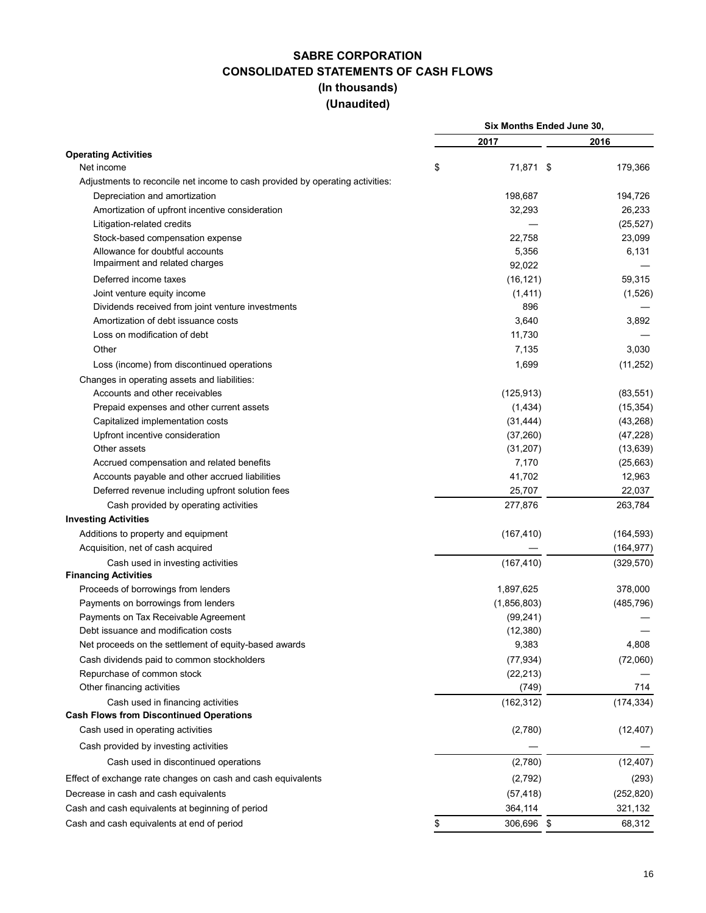# SABRE CORPORATION
## CONSOLIDATED STATEMENTS OF CASH FLOWS
### (In thousands)
### (Unaudited)

| | Six Months Ended June 30, | |
|---|---|---|
| | 2017 | 2016 |
| **Operating Activities** | | |
| Net income | $ 71,871 | $ 179,366 |
| Adjustments to reconcile net income to cash provided by operating activities: | | |
| Depreciation and amortization | 198,687 | 194,726 |
| Amortization of upfront incentive consideration | 32,293 | 26,233 |
| Litigation-related credits | — | (25,527) |
| Stock-based compensation expense | 22,758 | 23,099 |
| Allowance for doubtful accounts | 5,356 | 6,131 |
| Impairment and related charges | 92,022 | — |
| Deferred income taxes | (16,121) | 59,315 |
| Joint venture equity income | (1,411) | (1,526) |
| Dividends received from joint venture investments | 896 | — |
| Amortization of debt issuance costs | 3,640 | 3,892 |
| Loss on modification of debt | 11,730 | — |
| Other | 7,135 | 3,030 |
| Loss (income) from discontinued operations | 1,699 | (11,252) |
| Changes in operating assets and liabilities: | | |
| Accounts and other receivables | (125,913) | (83,551) |
| Prepaid expenses and other current assets | (1,434) | (15,354) |
| Capitalized implementation costs | (31,444) | (43,268) |
| Upfront incentive consideration | (37,260) | (47,228) |
| Other assets | (31,207) | (13,639) |
| Accrued compensation and related benefits | 7,170 | (25,663) |
| Accounts payable and other accrued liabilities | 41,702 | 12,963 |
| Deferred revenue including upfront solution fees | 25,707 | 22,037 |
| Cash provided by operating activities | 277,876 | 263,784 |
| **Investing Activities** | | |
| Additions to property and equipment | (167,410) | (164,593) |
| Acquisition, net of cash acquired | — | (164,977) |
| Cash used in investing activities | (167,410) | (329,570) |
| **Financing Activities** | | |
| Proceeds of borrowings from lenders | 1,897,625 | 378,000 |
| Payments on borrowings from lenders | (1,856,803) | (485,796) |
| Payments on Tax Receivable Agreement | (99,241) | — |
| Debt issuance and modification costs | (12,380) | — |
| Net proceeds on the settlement of equity-based awards | 9,383 | 4,808 |
| Cash dividends paid to common stockholders | (77,934) | (72,060) |
| Repurchase of common stock | (22,213) | — |
| Other financing activities | (749) | 714 |
| Cash used in financing activities | (162,312) | (174,334) |
| **Cash Flows from Discontinued Operations** | | |
| Cash used in operating activities | (2,780) | (12,407) |
| Cash provided by investing activities | — | — |
| Cash used in discontinued operations | (2,780) | (12,407) |
| Effect of exchange rate changes on cash and cash equivalents | (2,792) | (293) |
| Decrease in cash and cash equivalents | (57,418) | (252,820) |
| Cash and cash equivalents at beginning of period | 364,114 | 321,132 |
| Cash and cash equivalents at end of period | $ 306,696 | $ 68,312 |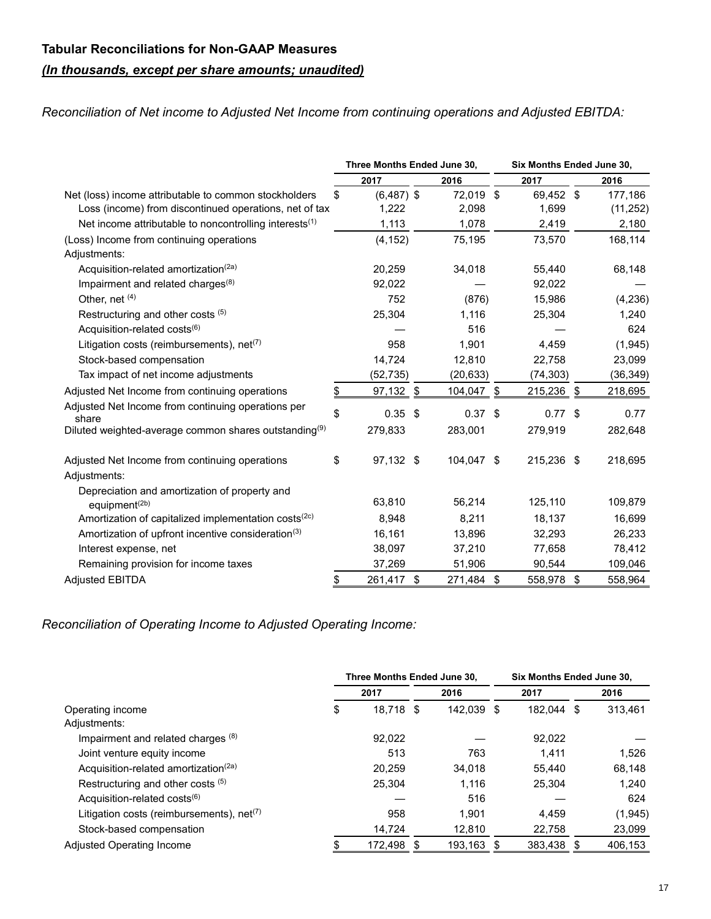## Tabular Reconciliations for Non-GAAP Measures

***(In thousands, except per share amounts; unaudited)***

*Reconciliation of Net income to Adjusted Net Income from continuing operations and Adjusted EBITDA:*

| | Three Months Ended June 30, | | Six Months Ended June 30, | |
|---|---|---|---|---|
| | 2017 | 2016 | 2017 | 2016 |
| Net (loss) income attributable to common stockholders | $ (6,487) | $ 72,019 | $ 69,452 | $ 177,186 |
| Loss (income) from discontinued operations, net of tax | 1,222 | 2,098 | 1,699 | (11,252) |
| Net income attributable to noncontrolling interests[(1)] | 1,113 | 1,078 | 2,419 | 2,180 |
| (Loss) Income from continuing operations | (4,152) | 75,195 | 73,570 | 168,114 |
| Adjustments: | | | | |
| Acquisition-related amortization[(2a)] | 20,259 | 34,018 | 55,440 | 68,148 |
| Impairment and related charges[(8)] | 92,022 | — | 92,022 | — |
| Other, net [(4)] | 752 | (876) | 15,986 | (4,236) |
| Restructuring and other costs [(5)] | 25,304 | 1,116 | 25,304 | 1,240 |
| Acquisition-related costs[(6)] | — | 516 | — | 624 |
| Litigation costs (reimbursements), net[(7)] | 958 | 1,901 | 4,459 | (1,945) |
| Stock-based compensation | 14,724 | 12,810 | 22,758 | 23,099 |
| Tax impact of net income adjustments | (52,735) | (20,633) | (74,303) | (36,349) |
| Adjusted Net Income from continuing operations | $ 97,132 | $ 104,047 | $ 215,236 | $ 218,695 |
| Adjusted Net Income from continuing operations per share | $ 0.35 | $ 0.37 | $ 0.77 | $ 0.77 |
| Diluted weighted-average common shares outstanding[(9)] | 279,833 | 283,001 | 279,919 | 282,648 |
| | | | | |
| Adjusted Net Income from continuing operations | $ 97,132 | $ 104,047 | $ 215,236 | $ 218,695 |
| Adjustments: | | | | |
| Depreciation and amortization of property and equipment[(2b)] | 63,810 | 56,214 | 125,110 | 109,879 |
| Amortization of capitalized implementation costs[(2c)] | 8,948 | 8,211 | 18,137 | 16,699 |
| Amortization of upfront incentive consideration[(3)] | 16,161 | 13,896 | 32,293 | 26,233 |
| Interest expense, net | 38,097 | 37,210 | 77,658 | 78,412 |
| Remaining provision for income taxes | 37,269 | 51,906 | 90,544 | 109,046 |
| Adjusted EBITDA | $ 261,417 | $ 271,484 | $ 558,978 | $ 558,964 |

*Reconciliation of Operating Income to Adjusted Operating Income:*

| | Three Months Ended June 30, | | Six Months Ended June 30, | |
|---|---|---|---|---|
| | 2017 | 2016 | 2017 | 2016 |
| Operating income | $ 18,718 | $ 142,039 | $ 182,044 | $ 313,461 |
| Adjustments: | | | | |
| Impairment and related charges [(8)] | 92,022 | — | 92,022 | — |
| Joint venture equity income | 513 | 763 | 1,411 | 1,526 |
| Acquisition-related amortization[(2a)] | 20,259 | 34,018 | 55,440 | 68,148 |
| Restructuring and other costs [(5)] | 25,304 | 1,116 | 25,304 | 1,240 |
| Acquisition-related costs[(6)] | — | 516 | — | 624 |
| Litigation costs (reimbursements), net[(7)] | 958 | 1,901 | 4,459 | (1,945) |
| Stock-based compensation | 14,724 | 12,810 | 22,758 | 23,099 |
| Adjusted Operating Income | $ 172,498 | $ 193,163 | $ 383,438 | $ 406,153 |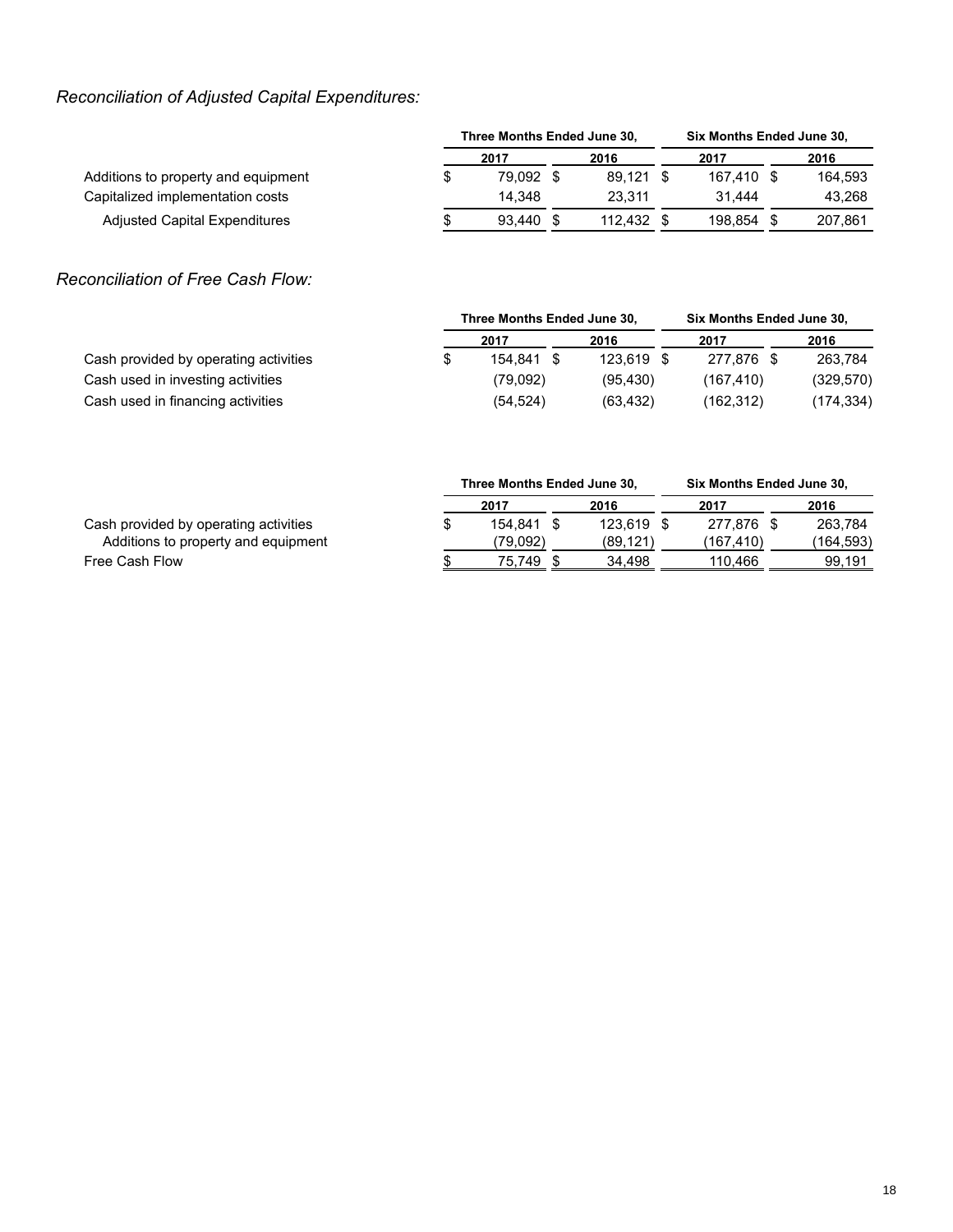*Reconciliation of Adjusted Capital Expenditures:*

| | Three Months Ended June 30, | | Six Months Ended June 30, | |
|---|---|---|---|---|
| | 2017 | 2016 | 2017 | 2016 |
| Additions to property and equipment | $ 79,092 | $ 89,121 | $ 167,410 | $ 164,593 |
| Capitalized implementation costs | 14,348 | 23,311 | 31,444 | 43,268 |
| Adjusted Capital Expenditures | $ 93,440 | $ 112,432 | $ 198,854 | $ 207,861 |

*Reconciliation of Free Cash Flow:*

| | Three Months Ended June 30, | | Six Months Ended June 30, | |
|---|---|---|---|---|
| | 2017 | 2016 | 2017 | 2016 |
| Cash provided by operating activities | $ 154,841 | $ 123,619 | $ 277,876 | $ 263,784 |
| Cash used in investing activities | (79,092) | (95,430) | (167,410) | (329,570) |
| Cash used in financing activities | (54,524) | (63,432) | (162,312) | (174,334) |

| | Three Months Ended June 30, | | Six Months Ended June 30, | |
|---|---|---|---|---|
| | 2017 | 2016 | 2017 | 2016 |
| Cash provided by operating activities | $ 154,841 | $ 123,619 | $ 277,876 | $ 263,784 |
| Additions to property and equipment | (79,092) | (89,121) | (167,410) | (164,593) |
| Free Cash Flow | $ 75,749 | $ 34,498 | 110,466 | 99,191 |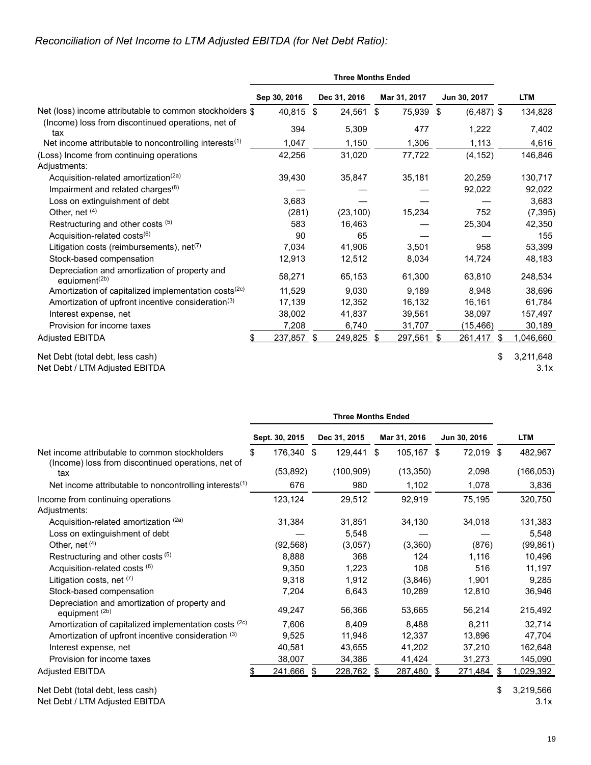*Reconciliation of Net Income to LTM Adjusted EBITDA (for Net Debt Ratio):*

| | Three Months Ended | | | | |
|---|---|---|---|---|---|
| | Sep 30, 2016 | Dec 31, 2016 | Mar 31, 2017 | Jun 30, 2017 | LTM |
| Net (loss) income attributable to common stockholders | $ 40,815 | $ 24,561 | $ 75,939 | $ (6,487) | $ 134,828 |
| (Income) loss from discontinued operations, net of tax | 394 | 5,309 | 477 | 1,222 | 7,402 |
| Net income attributable to noncontrolling interests(1) | 1,047 | 1,150 | 1,306 | 1,113 | 4,616 |
| (Loss) Income from continuing operations | 42,256 | 31,020 | 77,722 | (4,152) | 146,846 |
| Adjustments: | | | | | |
| Acquisition-related amortization(2a) | 39,430 | 35,847 | 35,181 | 20,259 | 130,717 |
| Impairment and related charges(8) | — | — | — | 92,022 | 92,022 |
| Loss on extinguishment of debt | 3,683 | — | — | — | 3,683 |
| Other, net (4) | (281) | (23,100) | 15,234 | 752 | (7,395) |
| Restructuring and other costs (5) | 583 | 16,463 | — | 25,304 | 42,350 |
| Acquisition-related costs(6) | 90 | 65 | — | — | 155 |
| Litigation costs (reimbursements), net(7) | 7,034 | 41,906 | 3,501 | 958 | 53,399 |
| Stock-based compensation | 12,913 | 12,512 | 8,034 | 14,724 | 48,183 |
| Depreciation and amortization of property and equipment(2b) | 58,271 | 65,153 | 61,300 | 63,810 | 248,534 |
| Amortization of capitalized implementation costs(2c) | 11,529 | 9,030 | 9,189 | 8,948 | 38,696 |
| Amortization of upfront incentive consideration(3) | 17,139 | 12,352 | 16,132 | 16,161 | 61,784 |
| Interest expense, net | 38,002 | 41,837 | 39,561 | 38,097 | 157,497 |
| Provision for income taxes | 7,208 | 6,740 | 31,707 | (15,466) | 30,189 |
| Adjusted EBITDA | $ 237,857 | $ 249,825 | $ 297,561 | $ 261,417 | $ 1,046,660 |
| Net Debt (total debt, less cash) | | | | | $ 3,211,648 |
| Net Debt / LTM Adjusted EBITDA | | | | | 3.1x |

| | Three Months Ended | | | | |
|---|---|---|---|---|---|
| | Sept. 30, 2015 | Dec 31, 2015 | Mar 31, 2016 | Jun 30, 2016 | LTM |
| Net income attributable to common stockholders | $ 176,340 | $ 129,441 | $ 105,167 | $ 72,019 | $ 482,967 |
| (Income) loss from discontinued operations, net of tax | (53,892) | (100,909) | (13,350) | 2,098 | (166,053) |
| Net income attributable to noncontrolling interests(1) | 676 | 980 | 1,102 | 1,078 | 3,836 |
| Income from continuing operations | 123,124 | 29,512 | 92,919 | 75,195 | 320,750 |
| Adjustments: | | | | | |
| Acquisition-related amortization (2a) | 31,384 | 31,851 | 34,130 | 34,018 | 131,383 |
| Loss on extinguishment of debt | — | 5,548 | — | — | 5,548 |
| Other, net (4) | (92,568) | (3,057) | (3,360) | (876) | (99,861) |
| Restructuring and other costs (5) | 8,888 | 368 | 124 | 1,116 | 10,496 |
| Acquisition-related costs (6) | 9,350 | 1,223 | 108 | 516 | 11,197 |
| Litigation costs, net (7) | 9,318 | 1,912 | (3,846) | 1,901 | 9,285 |
| Stock-based compensation | 7,204 | 6,643 | 10,289 | 12,810 | 36,946 |
| Depreciation and amortization of property and equipment (2b) | 49,247 | 56,366 | 53,665 | 56,214 | 215,492 |
| Amortization of capitalized implementation costs (2c) | 7,606 | 8,409 | 8,488 | 8,211 | 32,714 |
| Amortization of upfront incentive consideration (3) | 9,525 | 11,946 | 12,337 | 13,896 | 47,704 |
| Interest expense, net | 40,581 | 43,655 | 41,202 | 37,210 | 162,648 |
| Provision for income taxes | 38,007 | 34,386 | 41,424 | 31,273 | 145,090 |
| Adjusted EBITDA | $ 241,666 | $ 228,762 | $ 287,480 | $ 271,484 | $ 1,029,392 |
| Net Debt (total debt, less cash) | | | | | $ 3,219,566 |
| Net Debt / LTM Adjusted EBITDA | | | | | 3.1x |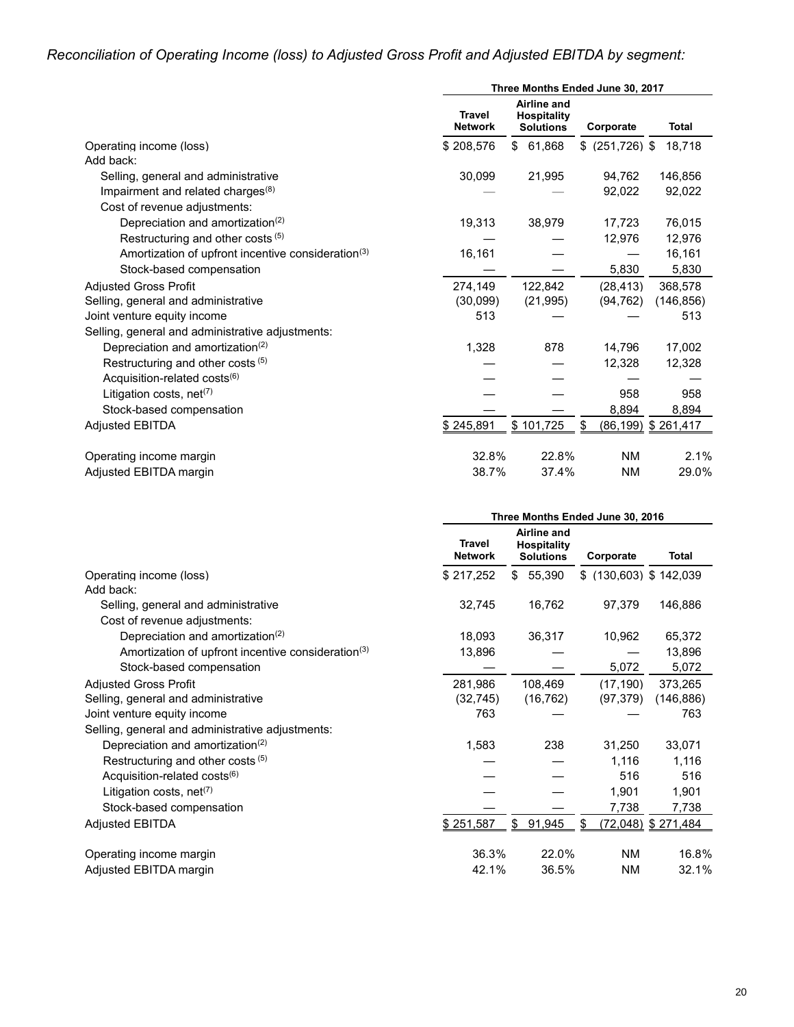*Reconciliation of Operating Income (loss) to Adjusted Gross Profit and Adjusted EBITDA by segment:*

| | Three Months Ended June 30, 2017 | | | |
|---|---|---|---|---|
| | Travel Network | Airline and Hospitality Solutions | Corporate | Total |
| Operating income (loss) | $ 208,576 | $ 61,868 | $ (251,726) | $ 18,718 |
| Add back: | | | | |
| Selling, general and administrative | 30,099 | 21,995 | 94,762 | 146,856 |
| Impairment and related charges[8] | — | — | 92,022 | 92,022 |
| Cost of revenue adjustments: | | | | |
| Depreciation and amortization[2] | 19,313 | 38,979 | 17,723 | 76,015 |
| Restructuring and other costs [5] | — | — | 12,976 | 12,976 |
| Amortization of upfront incentive consideration[3] | 16,161 | — | — | 16,161 |
| Stock-based compensation | — | — | 5,830 | 5,830 |
| Adjusted Gross Profit | 274,149 | 122,842 | (28,413) | 368,578 |
| Selling, general and administrative | (30,099) | (21,995) | (94,762) | (146,856) |
| Joint venture equity income | 513 | — | — | 513 |
| Selling, general and administrative adjustments: | | | | |
| Depreciation and amortization[2] | 1,328 | 878 | 14,796 | 17,002 |
| Restructuring and other costs [5] | — | — | 12,328 | 12,328 |
| Acquisition-related costs[6] | — | — | — | — |
| Litigation costs, net[7] | — | — | 958 | 958 |
| Stock-based compensation | — | — | 8,894 | 8,894 |
| Adjusted EBITDA | $ 245,891 | $ 101,725 | $ (86,199) | $ 261,417 |
| | | | | |
| Operating income margin | 32.8% | 22.8% | NM | 2.1% |
| Adjusted EBITDA margin | 38.7% | 37.4% | NM | 29.0% |

| | Three Months Ended June 30, 2016 | | | |
|---|---|---|---|---|
| | Travel Network | Airline and Hospitality Solutions | Corporate | Total |
| Operating income (loss) | $ 217,252 | $ 55,390 | $ (130,603) | $ 142,039 |
| Add back: | | | | |
| Selling, general and administrative | 32,745 | 16,762 | 97,379 | 146,886 |
| Cost of revenue adjustments: | | | | |
| Depreciation and amortization[2] | 18,093 | 36,317 | 10,962 | 65,372 |
| Amortization of upfront incentive consideration[3] | 13,896 | — | — | 13,896 |
| Stock-based compensation | — | — | 5,072 | 5,072 |
| Adjusted Gross Profit | 281,986 | 108,469 | (17,190) | 373,265 |
| Selling, general and administrative | (32,745) | (16,762) | (97,379) | (146,886) |
| Joint venture equity income | 763 | — | — | 763 |
| Selling, general and administrative adjustments: | | | | |
| Depreciation and amortization[2] | 1,583 | 238 | 31,250 | 33,071 |
| Restructuring and other costs [5] | — | — | 1,116 | 1,116 |
| Acquisition-related costs[6] | — | — | 516 | 516 |
| Litigation costs, net[7] | — | — | 1,901 | 1,901 |
| Stock-based compensation | — | — | 7,738 | 7,738 |
| Adjusted EBITDA | $ 251,587 | $ 91,945 | $ (72,048) | $ 271,484 |
| | | | | |
| Operating income margin | 36.3% | 22.0% | NM | 16.8% |
| Adjusted EBITDA margin | 42.1% | 36.5% | NM | 32.1% |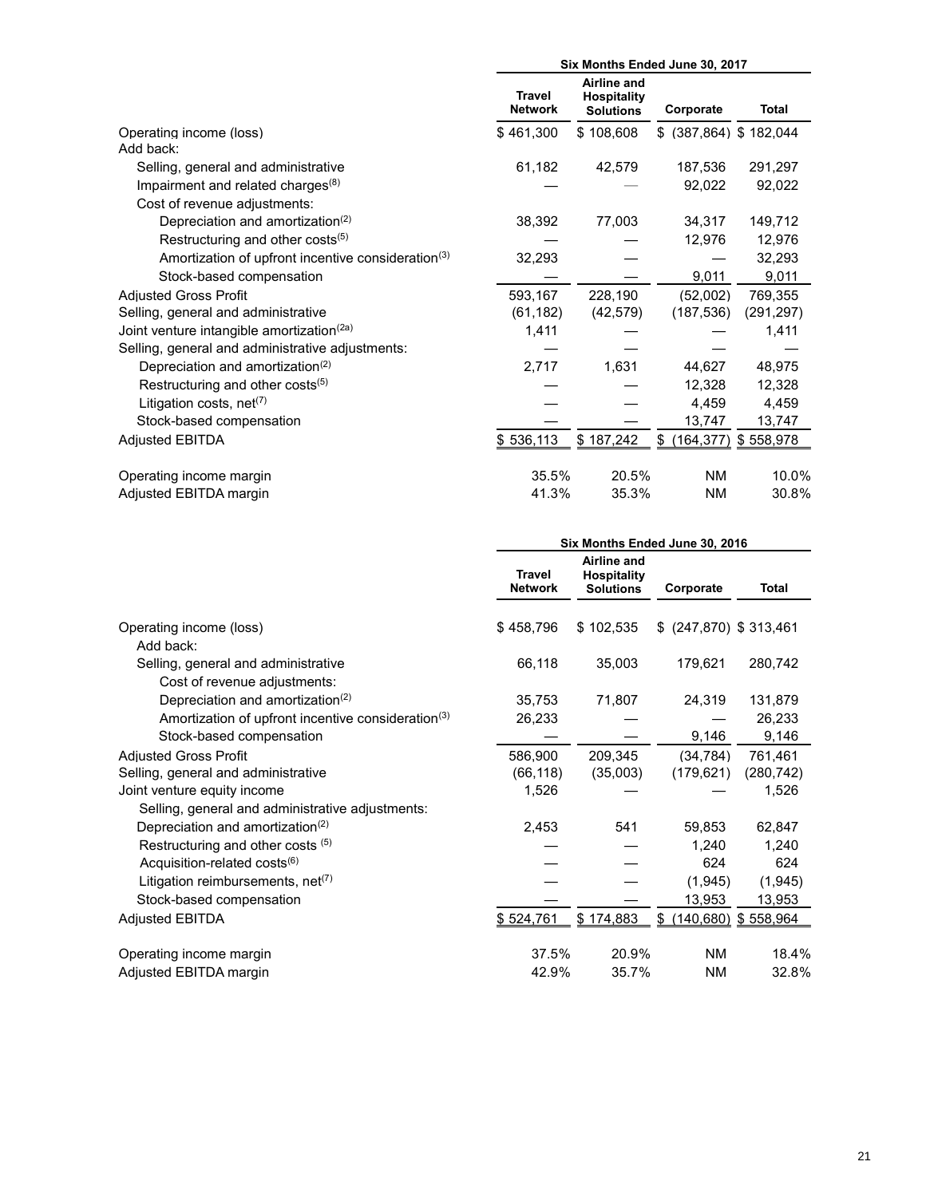| | Six Months Ended June 30, 2017 | | | |
|---|---|---|---|---|
| | Travel Network | Airline and Hospitality Solutions | Corporate | Total |
| Operating income (loss) | $ 461,300 | $ 108,608 | $ (387,864) | $ 182,044 |
| Add back: | | | | |
| Selling, general and administrative | 61,182 | 42,579 | 187,536 | 291,297 |
| Impairment and related charges[8] | — | — | 92,022 | 92,022 |
| Cost of revenue adjustments: | | | | |
| Depreciation and amortization[2] | 38,392 | 77,003 | 34,317 | 149,712 |
| Restructuring and other costs[5] | — | — | 12,976 | 12,976 |
| Amortization of upfront incentive consideration[3] | 32,293 | — | — | 32,293 |
| Stock-based compensation | — | — | 9,011 | 9,011 |
| Adjusted Gross Profit | 593,167 | 228,190 | (52,002) | 769,355 |
| Selling, general and administrative | (61,182) | (42,579) | (187,536) | (291,297) |
| Joint venture intangible amortization[2a] | 1,411 | — | — | 1,411 |
| Selling, general and administrative adjustments: | — | — | — | — |
| Depreciation and amortization[2] | 2,717 | 1,631 | 44,627 | 48,975 |
| Restructuring and other costs[5] | — | — | 12,328 | 12,328 |
| Litigation costs, net[7] | — | — | 4,459 | 4,459 |
| Stock-based compensation | — | — | 13,747 | 13,747 |
| Adjusted EBITDA | $ 536,113 | $ 187,242 | $ (164,377) | $ 558,978 |
| | | | | |
| Operating income margin | 35.5% | 20.5% | NM | 10.0% |
| Adjusted EBITDA margin | 41.3% | 35.3% | NM | 30.8% |

| | Six Months Ended June 30, 2016 | | | |
|---|---|---|---|---|
| | Travel Network | Airline and Hospitality Solutions | Corporate | Total |
| Operating income (loss) | $ 458,796 | $ 102,535 | $ (247,870) | $ 313,461 |
| Add back: | | | | |
| Selling, general and administrative | 66,118 | 35,003 | 179,621 | 280,742 |
| Cost of revenue adjustments: | | | | |
| Depreciation and amortization[2] | 35,753 | 71,807 | 24,319 | 131,879 |
| Amortization of upfront incentive consideration[3] | 26,233 | — | — | 26,233 |
| Stock-based compensation | — | — | 9,146 | 9,146 |
| Adjusted Gross Profit | 586,900 | 209,345 | (34,784) | 761,461 |
| Selling, general and administrative | (66,118) | (35,003) | (179,621) | (280,742) |
| Joint venture equity income | 1,526 | — | — | 1,526 |
| Selling, general and administrative adjustments: | | | | |
| Depreciation and amortization[2] | 2,453 | 541 | 59,853 | 62,847 |
| Restructuring and other costs[5] | — | — | 1,240 | 1,240 |
| Acquisition-related costs[6] | — | — | 624 | 624 |
| Litigation reimbursements, net[7] | — | — | (1,945) | (1,945) |
| Stock-based compensation | — | — | 13,953 | 13,953 |
| Adjusted EBITDA | $ 524,761 | $ 174,883 | $ (140,680) | $ 558,964 |
| | | | | |
| Operating income margin | 37.5% | 20.9% | NM | 18.4% |
| Adjusted EBITDA margin | 42.9% | 35.7% | NM | 32.8% |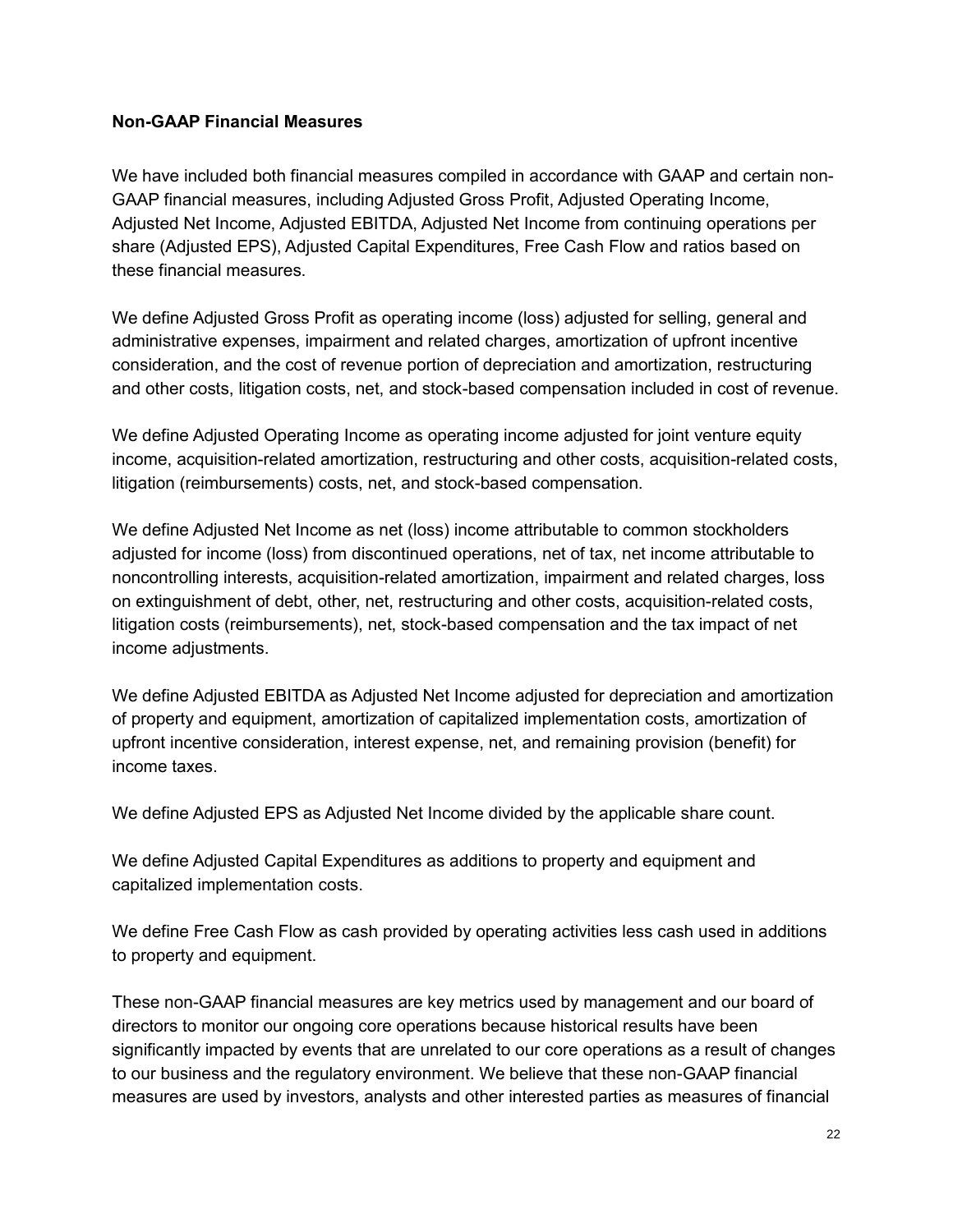**Non-GAAP Financial Measures**

We have included both financial measures compiled in accordance with GAAP and certain non-GAAP financial measures, including Adjusted Gross Profit, Adjusted Operating Income, Adjusted Net Income, Adjusted EBITDA, Adjusted Net Income from continuing operations per share (Adjusted EPS), Adjusted Capital Expenditures, Free Cash Flow and ratios based on these financial measures.

We define Adjusted Gross Profit as operating income (loss) adjusted for selling, general and administrative expenses, impairment and related charges, amortization of upfront incentive consideration, and the cost of revenue portion of depreciation and amortization, restructuring and other costs, litigation costs, net, and stock-based compensation included in cost of revenue.

We define Adjusted Operating Income as operating income adjusted for joint venture equity income, acquisition-related amortization, restructuring and other costs, acquisition-related costs, litigation (reimbursements) costs, net, and stock-based compensation.

We define Adjusted Net Income as net (loss) income attributable to common stockholders adjusted for income (loss) from discontinued operations, net of tax, net income attributable to noncontrolling interests, acquisition-related amortization, impairment and related charges, loss on extinguishment of debt, other, net, restructuring and other costs, acquisition-related costs, litigation costs (reimbursements), net, stock-based compensation and the tax impact of net income adjustments.

We define Adjusted EBITDA as Adjusted Net Income adjusted for depreciation and amortization of property and equipment, amortization of capitalized implementation costs, amortization of upfront incentive consideration, interest expense, net, and remaining provision (benefit) for income taxes.

We define Adjusted EPS as Adjusted Net Income divided by the applicable share count.

We define Adjusted Capital Expenditures as additions to property and equipment and capitalized implementation costs.

We define Free Cash Flow as cash provided by operating activities less cash used in additions to property and equipment.

These non-GAAP financial measures are key metrics used by management and our board of directors to monitor our ongoing core operations because historical results have been significantly impacted by events that are unrelated to our core operations as a result of changes to our business and the regulatory environment. We believe that these non-GAAP financial measures are used by investors, analysts and other interested parties as measures of financial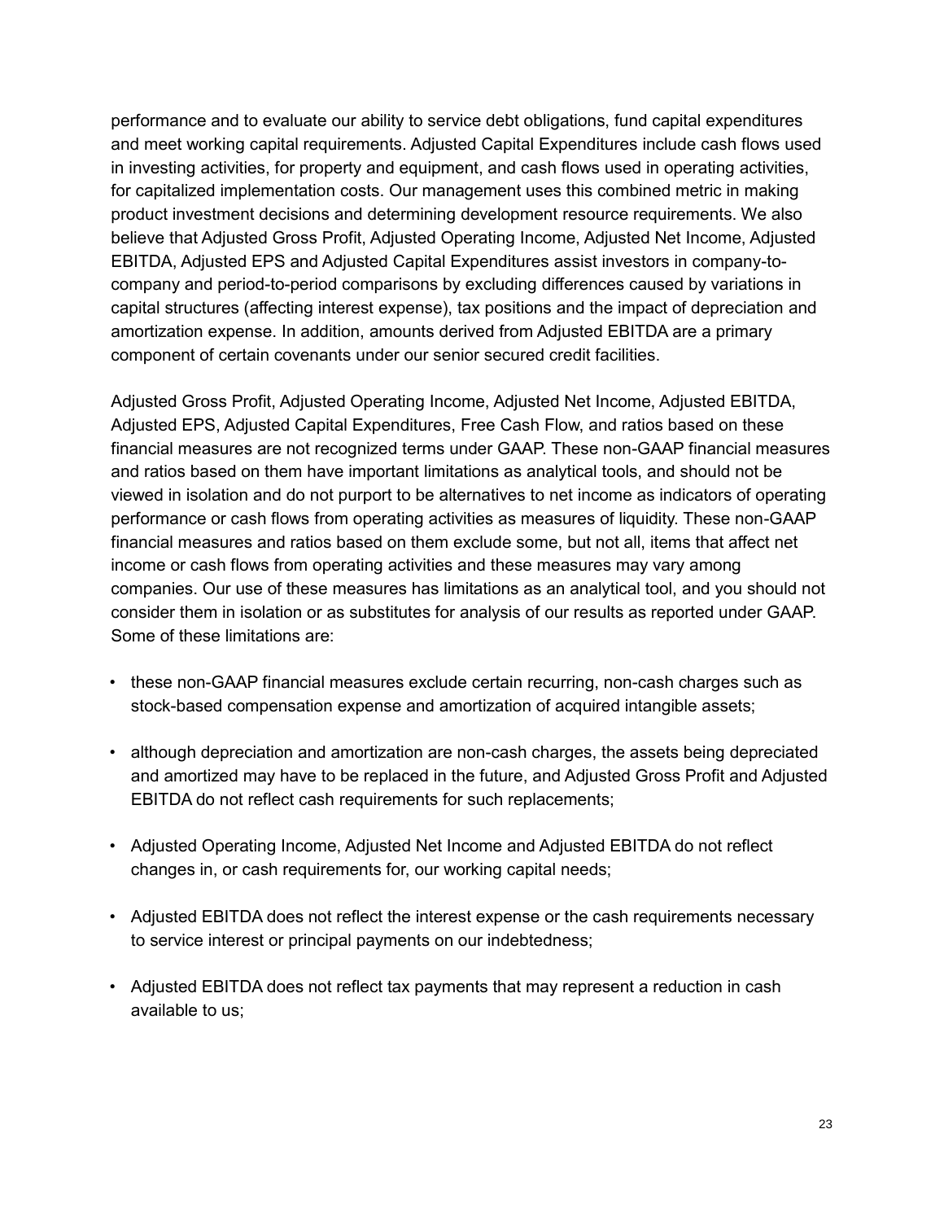performance and to evaluate our ability to service debt obligations, fund capital expenditures and meet working capital requirements. Adjusted Capital Expenditures include cash flows used in investing activities, for property and equipment, and cash flows used in operating activities, for capitalized implementation costs. Our management uses this combined metric in making product investment decisions and determining development resource requirements. We also believe that Adjusted Gross Profit, Adjusted Operating Income, Adjusted Net Income, Adjusted EBITDA, Adjusted EPS and Adjusted Capital Expenditures assist investors in company-to-company and period-to-period comparisons by excluding differences caused by variations in capital structures (affecting interest expense), tax positions and the impact of depreciation and amortization expense. In addition, amounts derived from Adjusted EBITDA are a primary component of certain covenants under our senior secured credit facilities.

Adjusted Gross Profit, Adjusted Operating Income, Adjusted Net Income, Adjusted EBITDA, Adjusted EPS, Adjusted Capital Expenditures, Free Cash Flow, and ratios based on these financial measures are not recognized terms under GAAP. These non-GAAP financial measures and ratios based on them have important limitations as analytical tools, and should not be viewed in isolation and do not purport to be alternatives to net income as indicators of operating performance or cash flows from operating activities as measures of liquidity. These non-GAAP financial measures and ratios based on them exclude some, but not all, items that affect net income or cash flows from operating activities and these measures may vary among companies. Our use of these measures has limitations as an analytical tool, and you should not consider them in isolation or as substitutes for analysis of our results as reported under GAAP. Some of these limitations are:

- these non-GAAP financial measures exclude certain recurring, non-cash charges such as stock-based compensation expense and amortization of acquired intangible assets;
- although depreciation and amortization are non-cash charges, the assets being depreciated and amortized may have to be replaced in the future, and Adjusted Gross Profit and Adjusted EBITDA do not reflect cash requirements for such replacements;
- Adjusted Operating Income, Adjusted Net Income and Adjusted EBITDA do not reflect changes in, or cash requirements for, our working capital needs;
- Adjusted EBITDA does not reflect the interest expense or the cash requirements necessary to service interest or principal payments on our indebtedness;
- Adjusted EBITDA does not reflect tax payments that may represent a reduction in cash available to us;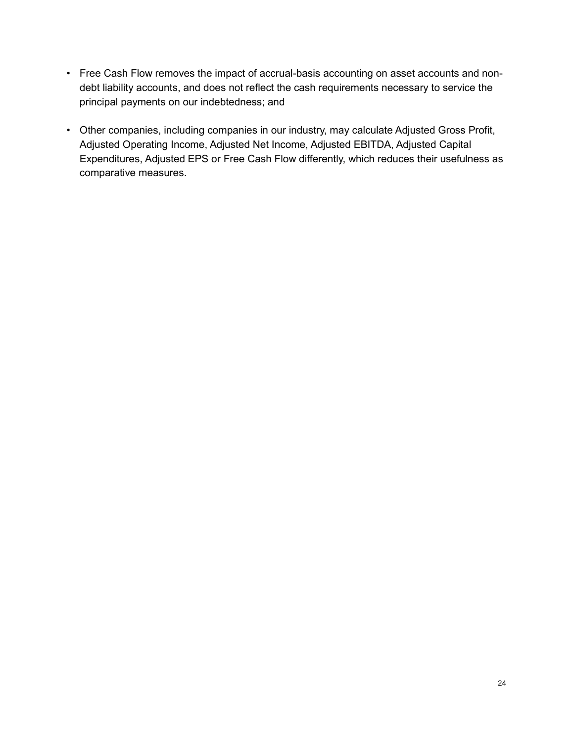- Free Cash Flow removes the impact of accrual-basis accounting on asset accounts and non-debt liability accounts, and does not reflect the cash requirements necessary to service the principal payments on our indebtedness; and

- Other companies, including companies in our industry, may calculate Adjusted Gross Profit, Adjusted Operating Income, Adjusted Net Income, Adjusted EBITDA, Adjusted Capital Expenditures, Adjusted EPS or Free Cash Flow differently, which reduces their usefulness as comparative measures.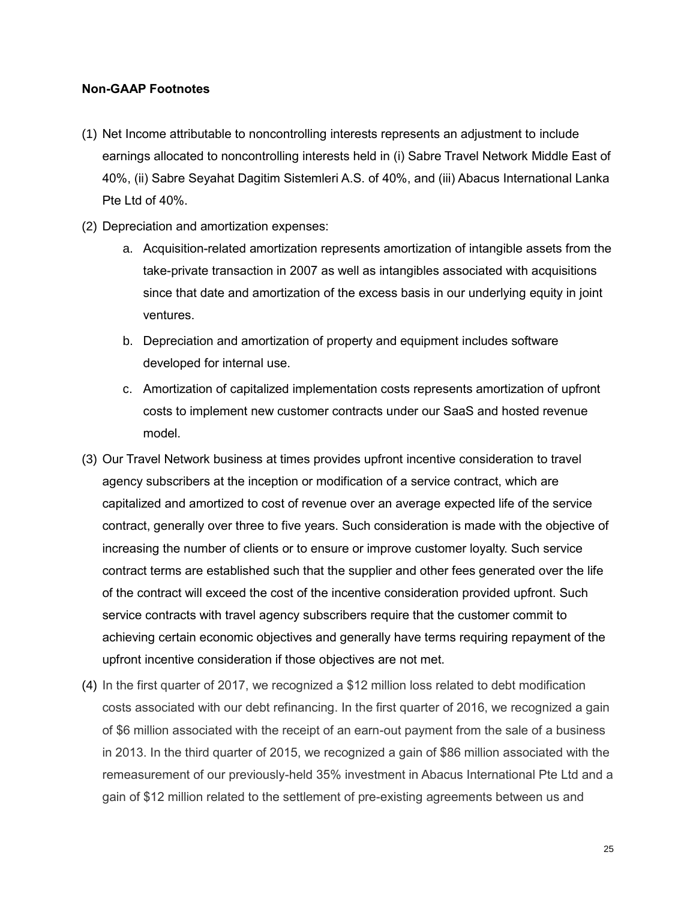**Non-GAAP Footnotes**

(1) Net Income attributable to noncontrolling interests represents an adjustment to include earnings allocated to noncontrolling interests held in (i) Sabre Travel Network Middle East of 40%, (ii) Sabre Seyahat Dagitim Sistemleri A.S. of 40%, and (iii) Abacus International Lanka Pte Ltd of 40%.

(2) Depreciation and amortization expenses:

   a. Acquisition-related amortization represents amortization of intangible assets from the take-private transaction in 2007 as well as intangibles associated with acquisitions since that date and amortization of the excess basis in our underlying equity in joint ventures.

   b. Depreciation and amortization of property and equipment includes software developed for internal use.

   c. Amortization of capitalized implementation costs represents amortization of upfront costs to implement new customer contracts under our SaaS and hosted revenue model.

(3) Our Travel Network business at times provides upfront incentive consideration to travel agency subscribers at the inception or modification of a service contract, which are capitalized and amortized to cost of revenue over an average expected life of the service contract, generally over three to five years. Such consideration is made with the objective of increasing the number of clients or to ensure or improve customer loyalty. Such service contract terms are established such that the supplier and other fees generated over the life of the contract will exceed the cost of the incentive consideration provided upfront. Such service contracts with travel agency subscribers require that the customer commit to achieving certain economic objectives and generally have terms requiring repayment of the upfront incentive consideration if those objectives are not met.

(4) In the first quarter of 2017, we recognized a $12 million loss related to debt modification costs associated with our debt refinancing. In the first quarter of 2016, we recognized a gain of $6 million associated with the receipt of an earn-out payment from the sale of a business in 2013. In the third quarter of 2015, we recognized a gain of $86 million associated with the remeasurement of our previously-held 35% investment in Abacus International Pte Ltd and a gain of $12 million related to the settlement of pre-existing agreements between us and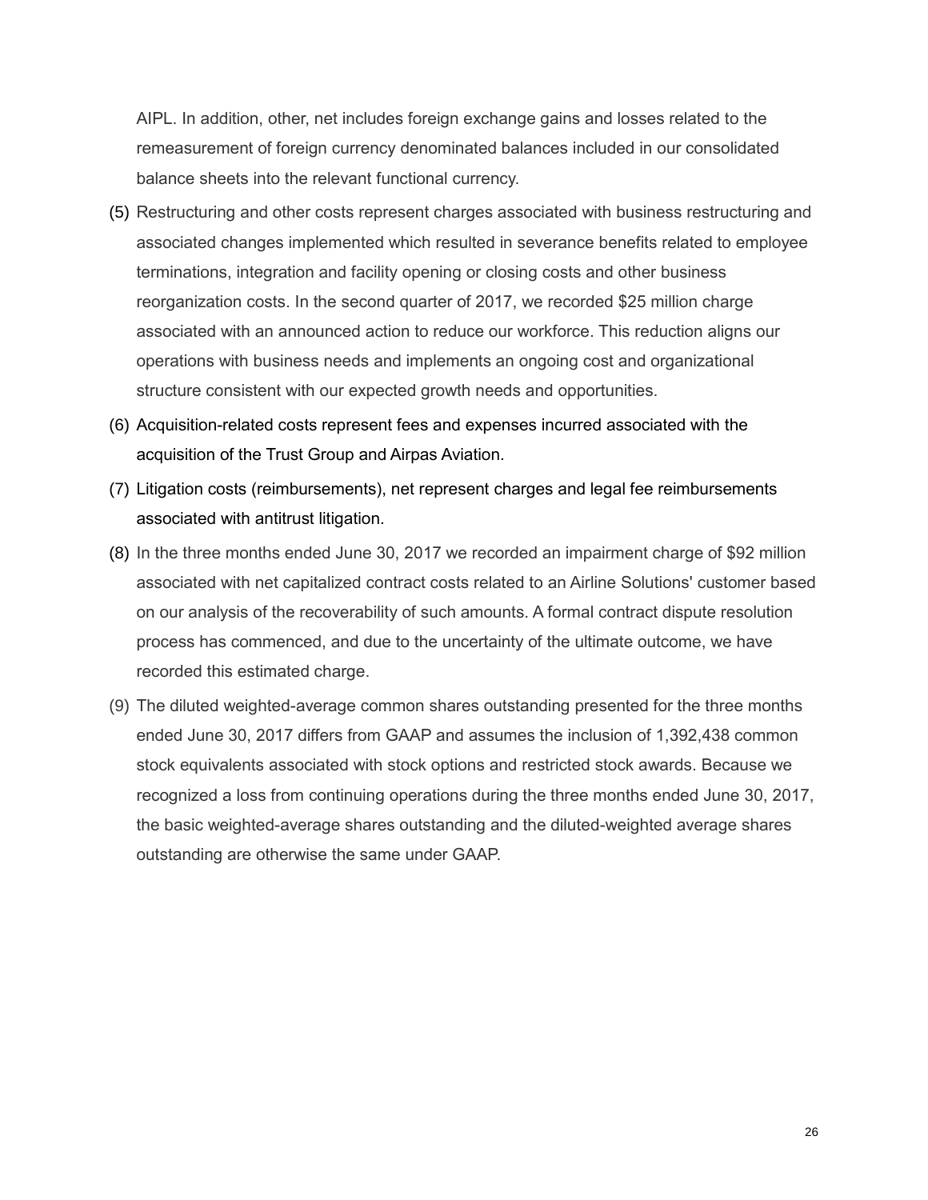AIPL. In addition, other, net includes foreign exchange gains and losses related to the remeasurement of foreign currency denominated balances included in our consolidated balance sheets into the relevant functional currency.

(5) Restructuring and other costs represent charges associated with business restructuring and associated changes implemented which resulted in severance benefits related to employee terminations, integration and facility opening or closing costs and other business reorganization costs. In the second quarter of 2017, we recorded $25 million charge associated with an announced action to reduce our workforce. This reduction aligns our operations with business needs and implements an ongoing cost and organizational structure consistent with our expected growth needs and opportunities.

(6) Acquisition-related costs represent fees and expenses incurred associated with the acquisition of the Trust Group and Airpas Aviation.

(7) Litigation costs (reimbursements), net represent charges and legal fee reimbursements associated with antitrust litigation.

(8) In the three months ended June 30, 2017 we recorded an impairment charge of $92 million associated with net capitalized contract costs related to an Airline Solutions' customer based on our analysis of the recoverability of such amounts. A formal contract dispute resolution process has commenced, and due to the uncertainty of the ultimate outcome, we have recorded this estimated charge.

(9) The diluted weighted-average common shares outstanding presented for the three months ended June 30, 2017 differs from GAAP and assumes the inclusion of 1,392,438 common stock equivalents associated with stock options and restricted stock awards. Because we recognized a loss from continuing operations during the three months ended June 30, 2017, the basic weighted-average shares outstanding and the diluted-weighted average shares outstanding are otherwise the same under GAAP.